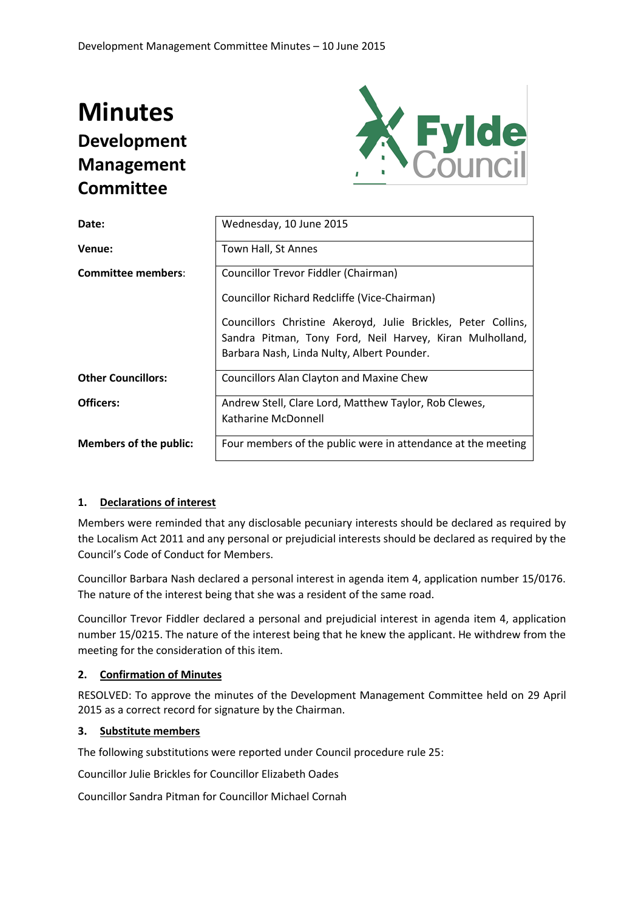# Minutes

## Development Management Committee

| | |
|---|---|
| **Date:** | Wednesday, 10 June 2015 |
| **Venue:** | Town Hall, St Annes |
| **Committee members:** | Councillor Trevor Fiddler (Chairman)<br>Councillor Richard Redcliffe (Vice-Chairman)<br>Councillors Christine Akeroyd, Julie Brickles, Peter Collins, Sandra Pitman, Tony Ford, Neil Harvey, Kiran Mulholland, Barbara Nash, Linda Nulty, Albert Pounder. |
| **Other Councillors:** | Councillors Alan Clayton and Maxine Chew |
| **Officers:** | Andrew Stell, Clare Lord, Matthew Taylor, Rob Clewes, Katharine McDonnell |
| **Members of the public:** | Four members of the public were in attendance at the meeting |

### 1. Declarations of interest

Members were reminded that any disclosable pecuniary interests should be declared as required by the Localism Act 2011 and any personal or prejudicial interests should be declared as required by the Council's Code of Conduct for Members.

Councillor Barbara Nash declared a personal interest in agenda item 4, application number 15/0176. The nature of the interest being that she was a resident of the same road.

Councillor Trevor Fiddler declared a personal and prejudicial interest in agenda item 4, application number 15/0215. The nature of the interest being that he knew the applicant. He withdrew from the meeting for the consideration of this item.

### 2. Confirmation of Minutes

RESOLVED: To approve the minutes of the Development Management Committee held on 29 April 2015 as a correct record for signature by the Chairman.

### 3. Substitute members

The following substitutions were reported under Council procedure rule 25:

Councillor Julie Brickles for Councillor Elizabeth Oades

Councillor Sandra Pitman for Councillor Michael Cornah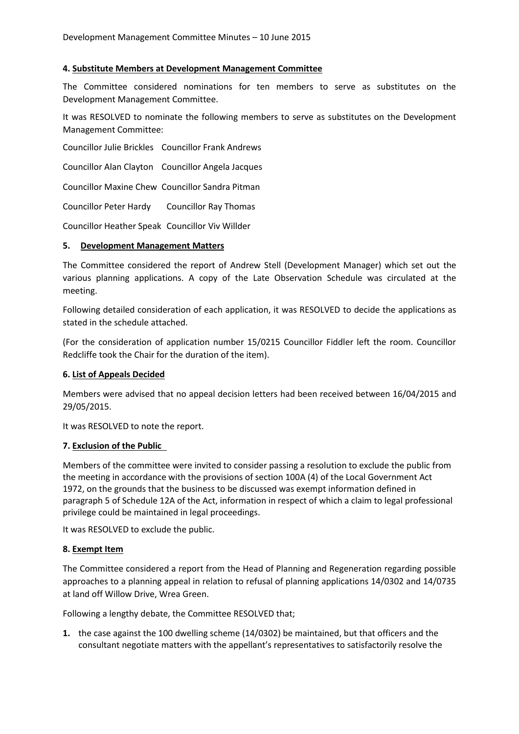#### 4. Substitute Members at Development Management Committee

The Committee considered nominations for ten members to serve as substitutes on the Development Management Committee.

It was RESOLVED to nominate the following members to serve as substitutes on the Development Management Committee:

Councillor Julie Brickles Councillor Frank Andrews

Councillor Alan Clayton Councillor Angela Jacques

Councillor Maxine Chew Councillor Sandra Pitman

Councillor Peter Hardy Councillor Ray Thomas

Councillor Heather Speak Councillor Viv Willder

#### 5. Development Management Matters

The Committee considered the report of Andrew Stell (Development Manager) which set out the various planning applications. A copy of the Late Observation Schedule was circulated at the meeting.

Following detailed consideration of each application, it was RESOLVED to decide the applications as stated in the schedule attached.

(For the consideration of application number 15/0215 Councillor Fiddler left the room. Councillor Redcliffe took the Chair for the duration of the item).

#### 6. List of Appeals Decided

Members were advised that no appeal decision letters had been received between 16/04/2015 and 29/05/2015.

It was RESOLVED to note the report.

#### 7. Exclusion of the Public

Members of the committee were invited to consider passing a resolution to exclude the public from the meeting in accordance with the provisions of section 100A (4) of the Local Government Act 1972, on the grounds that the business to be discussed was exempt information defined in paragraph 5 of Schedule 12A of the Act, information in respect of which a claim to legal professional privilege could be maintained in legal proceedings.

It was RESOLVED to exclude the public.

#### 8. Exempt Item

The Committee considered a report from the Head of Planning and Regeneration regarding possible approaches to a planning appeal in relation to refusal of planning applications 14/0302 and 14/0735 at land off Willow Drive, Wrea Green.

Following a lengthy debate, the Committee RESOLVED that;

1. the case against the 100 dwelling scheme (14/0302) be maintained, but that officers and the consultant negotiate matters with the appellant's representatives to satisfactorily resolve the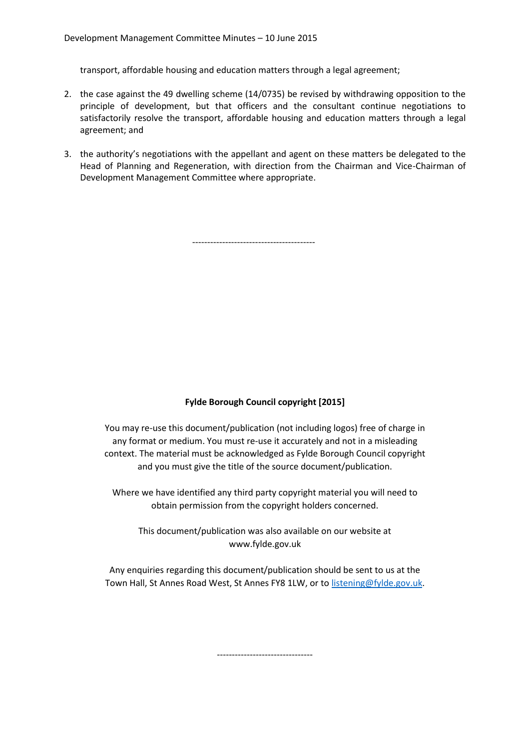transport, affordable housing and education matters through a legal agreement;

2. the case against the 49 dwelling scheme (14/0735) be revised by withdrawing opposition to the principle of development, but that officers and the consultant continue negotiations to satisfactorily resolve the transport, affordable housing and education matters through a legal agreement; and

3. the authority's negotiations with the appellant and agent on these matters be delegated to the Head of Planning and Regeneration, with direction from the Chairman and Vice-Chairman of Development Management Committee where appropriate.

----------------------------------------

**Fylde Borough Council copyright [2015]**

You may re-use this document/publication (not including logos) free of charge in any format or medium. You must re-use it accurately and not in a misleading context. The material must be acknowledged as Fylde Borough Council copyright and you must give the title of the source document/publication.

Where we have identified any third party copyright material you will need to obtain permission from the copyright holders concerned.

This document/publication was also available on our website at www.fylde.gov.uk

Any enquiries regarding this document/publication should be sent to us at the Town Hall, St Annes Road West, St Annes FY8 1LW, or to listening@fylde.gov.uk.

--------------------------------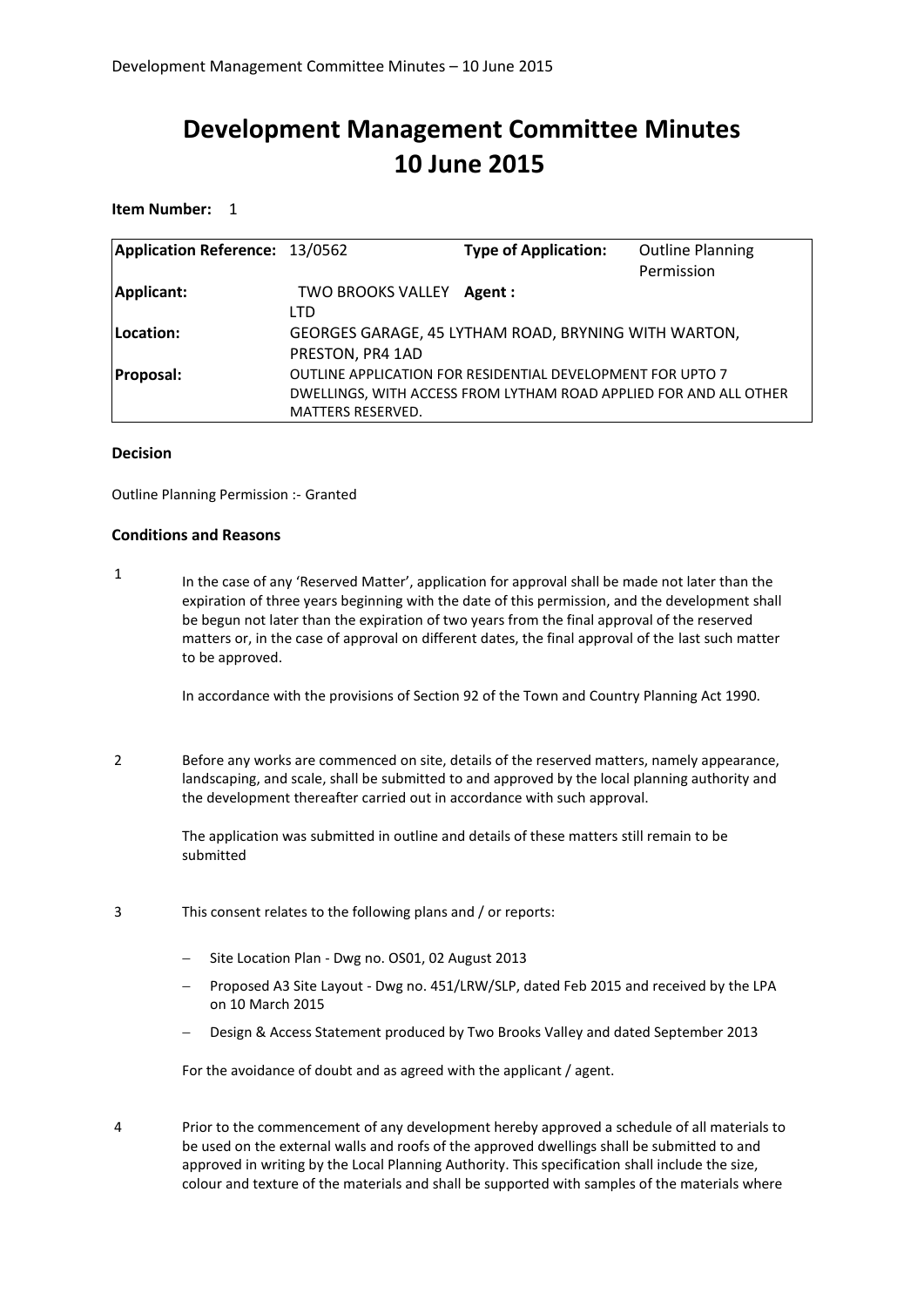# Development Management Committee Minutes
# 10 June 2015

**Item Number:** 1

| **Application Reference:** | 13/0562 | **Type of Application:** | Outline Planning Permission |
|---|---|---|---|
| **Applicant:** | TWO BROOKS VALLEY LTD | **Agent :** | |
| **Location:** | GEORGES GARAGE, 45 LYTHAM ROAD, BRYNING WITH WARTON, PRESTON, PR4 1AD | | |
| **Proposal:** | OUTLINE APPLICATION FOR RESIDENTIAL DEVELOPMENT FOR UPTO 7 DWELLINGS, WITH ACCESS FROM LYTHAM ROAD APPLIED FOR AND ALL OTHER MATTERS RESERVED. | | |

### Decision

Outline Planning Permission :- Granted

### Conditions and Reasons

1. In the case of any 'Reserved Matter', application for approval shall be made not later than the expiration of three years beginning with the date of this permission, and the development shall be begun not later than the expiration of two years from the final approval of the reserved matters or, in the case of approval on different dates, the final approval of the last such matter to be approved.

   In accordance with the provisions of Section 92 of the Town and Country Planning Act 1990.

2. Before any works are commenced on site, details of the reserved matters, namely appearance, landscaping, and scale, shall be submitted to and approved by the local planning authority and the development thereafter carried out in accordance with such approval.

   The application was submitted in outline and details of these matters still remain to be submitted

3. This consent relates to the following plans and / or reports:

   - Site Location Plan - Dwg no. OS01, 02 August 2013
   - Proposed A3 Site Layout - Dwg no. 451/LRW/SLP, dated Feb 2015 and received by the LPA on 10 March 2015
   - Design & Access Statement produced by Two Brooks Valley and dated September 2013

   For the avoidance of doubt and as agreed with the applicant / agent.

4. Prior to the commencement of any development hereby approved a schedule of all materials to be used on the external walls and roofs of the approved dwellings shall be submitted to and approved in writing by the Local Planning Authority. This specification shall include the size, colour and texture of the materials and shall be supported with samples of the materials where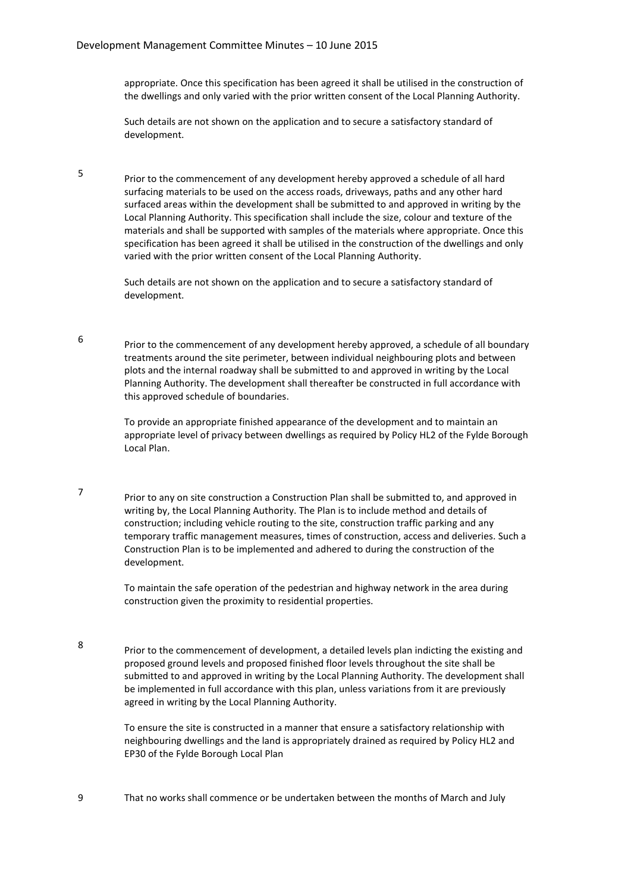appropriate. Once this specification has been agreed it shall be utilised in the construction of the dwellings and only varied with the prior written consent of the Local Planning Authority.

Such details are not shown on the application and to secure a satisfactory standard of development.

5. Prior to the commencement of any development hereby approved a schedule of all hard surfacing materials to be used on the access roads, driveways, paths and any other hard surfaced areas within the development shall be submitted to and approved in writing by the Local Planning Authority. This specification shall include the size, colour and texture of the materials and shall be supported with samples of the materials where appropriate. Once this specification has been agreed it shall be utilised in the construction of the dwellings and only varied with the prior written consent of the Local Planning Authority.

   Such details are not shown on the application and to secure a satisfactory standard of development.

6. Prior to the commencement of any development hereby approved, a schedule of all boundary treatments around the site perimeter, between individual neighbouring plots and between plots and the internal roadway shall be submitted to and approved in writing by the Local Planning Authority. The development shall thereafter be constructed in full accordance with this approved schedule of boundaries.

   To provide an appropriate finished appearance of the development and to maintain an appropriate level of privacy between dwellings as required by Policy HL2 of the Fylde Borough Local Plan.

7. Prior to any on site construction a Construction Plan shall be submitted to, and approved in writing by, the Local Planning Authority. The Plan is to include method and details of construction; including vehicle routing to the site, construction traffic parking and any temporary traffic management measures, times of construction, access and deliveries. Such a Construction Plan is to be implemented and adhered to during the construction of the development.

   To maintain the safe operation of the pedestrian and highway network in the area during construction given the proximity to residential properties.

8. Prior to the commencement of development, a detailed levels plan indicting the existing and proposed ground levels and proposed finished floor levels throughout the site shall be submitted to and approved in writing by the Local Planning Authority. The development shall be implemented in full accordance with this plan, unless variations from it are previously agreed in writing by the Local Planning Authority.

   To ensure the site is constructed in a manner that ensure a satisfactory relationship with neighbouring dwellings and the land is appropriately drained as required by Policy HL2 and EP30 of the Fylde Borough Local Plan

9. That no works shall commence or be undertaken between the months of March and July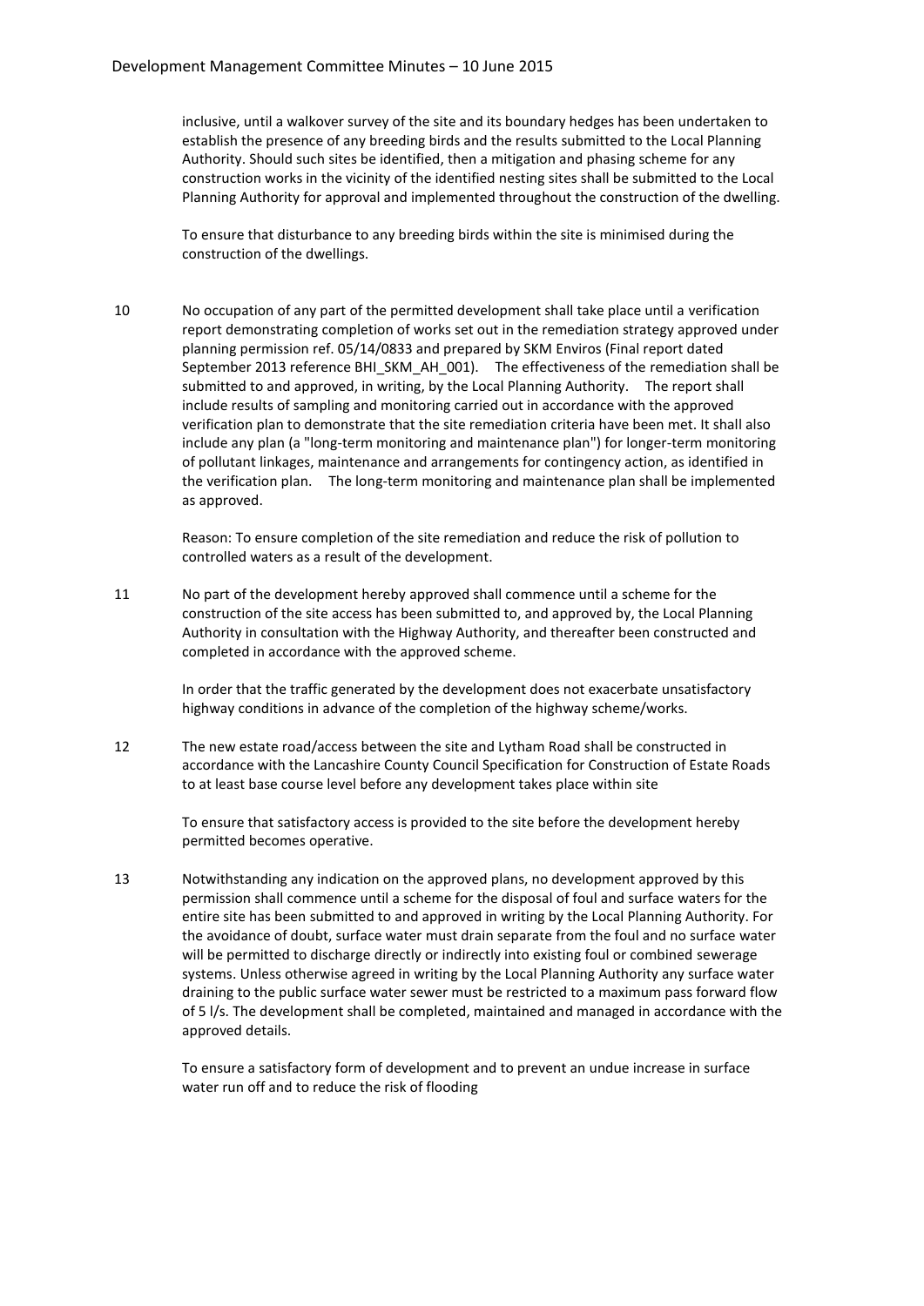inclusive, until a walkover survey of the site and its boundary hedges has been undertaken to establish the presence of any breeding birds and the results submitted to the Local Planning Authority. Should such sites be identified, then a mitigation and phasing scheme for any construction works in the vicinity of the identified nesting sites shall be submitted to the Local Planning Authority for approval and implemented throughout the construction of the dwelling.

To ensure that disturbance to any breeding birds within the site is minimised during the construction of the dwellings.

10 No occupation of any part of the permitted development shall take place until a verification report demonstrating completion of works set out in the remediation strategy approved under planning permission ref. 05/14/0833 and prepared by SKM Enviros (Final report dated September 2013 reference BHI_SKM_AH_001). The effectiveness of the remediation shall be submitted to and approved, in writing, by the Local Planning Authority. The report shall include results of sampling and monitoring carried out in accordance with the approved verification plan to demonstrate that the site remediation criteria have been met. It shall also include any plan (a "long-term monitoring and maintenance plan") for longer-term monitoring of pollutant linkages, maintenance and arrangements for contingency action, as identified in the verification plan. The long-term monitoring and maintenance plan shall be implemented as approved.

Reason: To ensure completion of the site remediation and reduce the risk of pollution to controlled waters as a result of the development.

11 No part of the development hereby approved shall commence until a scheme for the construction of the site access has been submitted to, and approved by, the Local Planning Authority in consultation with the Highway Authority, and thereafter been constructed and completed in accordance with the approved scheme.

In order that the traffic generated by the development does not exacerbate unsatisfactory highway conditions in advance of the completion of the highway scheme/works.

12 The new estate road/access between the site and Lytham Road shall be constructed in accordance with the Lancashire County Council Specification for Construction of Estate Roads to at least base course level before any development takes place within site

To ensure that satisfactory access is provided to the site before the development hereby permitted becomes operative.

13 Notwithstanding any indication on the approved plans, no development approved by this permission shall commence until a scheme for the disposal of foul and surface waters for the entire site has been submitted to and approved in writing by the Local Planning Authority. For the avoidance of doubt, surface water must drain separate from the foul and no surface water will be permitted to discharge directly or indirectly into existing foul or combined sewerage systems. Unless otherwise agreed in writing by the Local Planning Authority any surface water draining to the public surface water sewer must be restricted to a maximum pass forward flow of 5 l/s. The development shall be completed, maintained and managed in accordance with the approved details.

To ensure a satisfactory form of development and to prevent an undue increase in surface water run off and to reduce the risk of flooding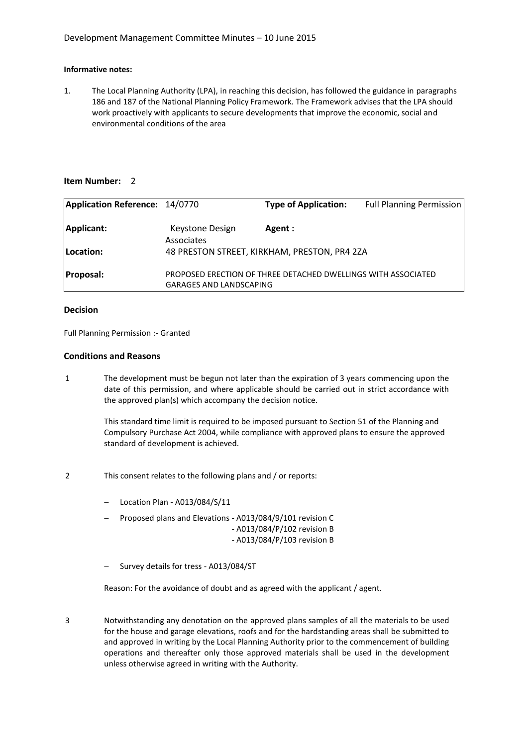**Informative notes:**

1. The Local Planning Authority (LPA), in reaching this decision, has followed the guidance in paragraphs 186 and 187 of the National Planning Policy Framework. The Framework advises that the LPA should work proactively with applicants to secure developments that improve the economic, social and environmental conditions of the area

**Item Number:** 2

| **Application Reference:** | 14/0770 | **Type of Application:** | Full Planning Permission |
|---|---|---|---|
| **Applicant:** | Keystone Design Associates | **Agent :** | |
| **Location:** | 48 PRESTON STREET, KIRKHAM, PRESTON, PR4 2ZA | | |
| **Proposal:** | PROPOSED ERECTION OF THREE DETACHED DWELLINGS WITH ASSOCIATED GARAGES AND LANDSCAPING | | |

### Decision

Full Planning Permission :- Granted

### Conditions and Reasons

1 The development must be begun not later than the expiration of 3 years commencing upon the date of this permission, and where applicable should be carried out in strict accordance with the approved plan(s) which accompany the decision notice.

This standard time limit is required to be imposed pursuant to Section 51 of the Planning and Compulsory Purchase Act 2004, while compliance with approved plans to ensure the approved standard of development is achieved.

2 This consent relates to the following plans and / or reports:

- Location Plan - A013/084/S/11
- Proposed plans and Elevations - A013/084/9/101 revision C
  - A013/084/P/102 revision B
  - A013/084/P/103 revision B
- Survey details for tress - A013/084/ST

Reason: For the avoidance of doubt and as agreed with the applicant / agent.

3 Notwithstanding any denotation on the approved plans samples of all the materials to be used for the house and garage elevations, roofs and for the hardstanding areas shall be submitted to and approved in writing by the Local Planning Authority prior to the commencement of building operations and thereafter only those approved materials shall be used in the development unless otherwise agreed in writing with the Authority.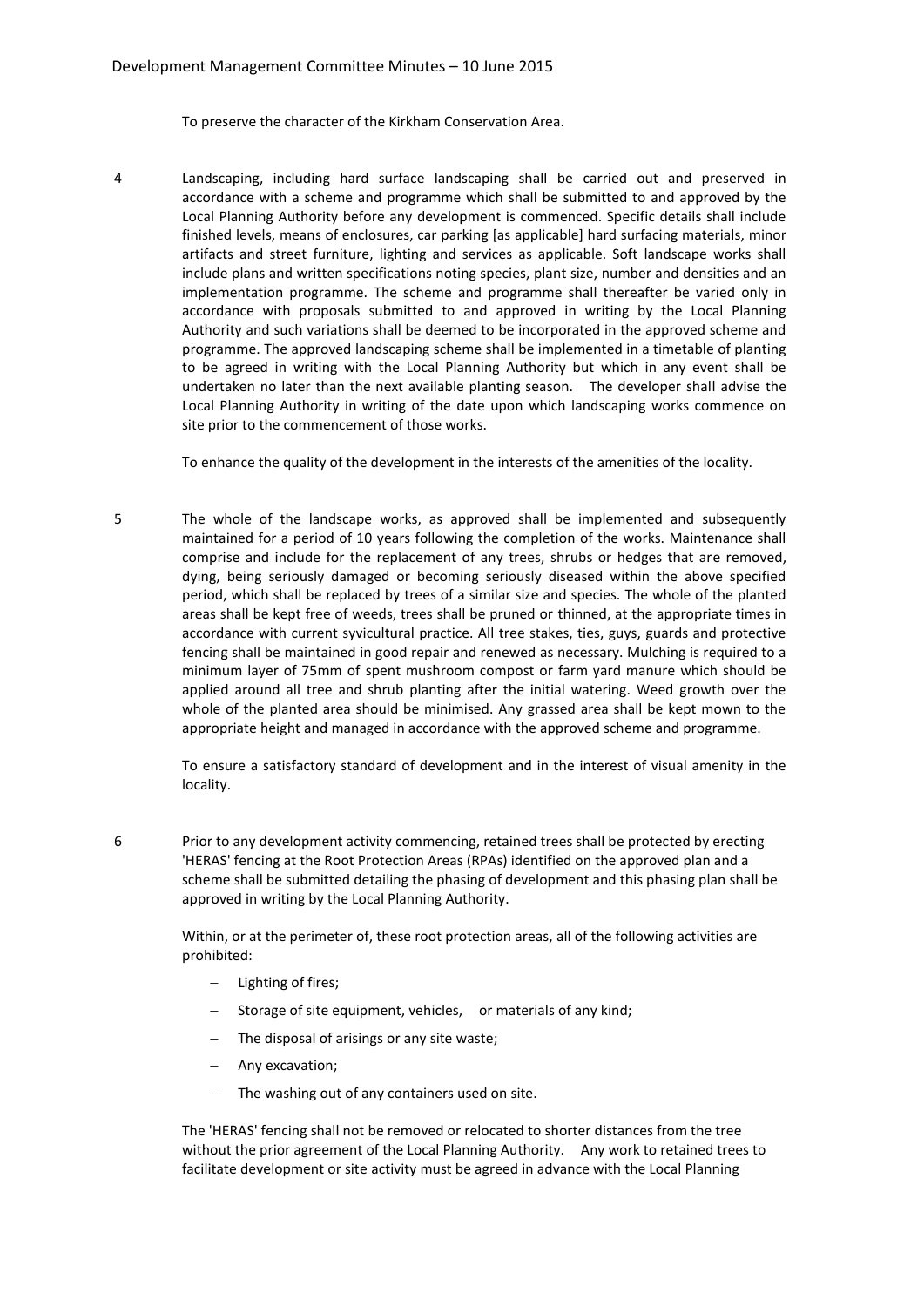To preserve the character of the Kirkham Conservation Area.

4 Landscaping, including hard surface landscaping shall be carried out and preserved in accordance with a scheme and programme which shall be submitted to and approved by the Local Planning Authority before any development is commenced. Specific details shall include finished levels, means of enclosures, car parking [as applicable] hard surfacing materials, minor artifacts and street furniture, lighting and services as applicable. Soft landscape works shall include plans and written specifications noting species, plant size, number and densities and an implementation programme. The scheme and programme shall thereafter be varied only in accordance with proposals submitted to and approved in writing by the Local Planning Authority and such variations shall be deemed to be incorporated in the approved scheme and programme. The approved landscaping scheme shall be implemented in a timetable of planting to be agreed in writing with the Local Planning Authority but which in any event shall be undertaken no later than the next available planting season. The developer shall advise the Local Planning Authority in writing of the date upon which landscaping works commence on site prior to the commencement of those works.

To enhance the quality of the development in the interests of the amenities of the locality.

5 The whole of the landscape works, as approved shall be implemented and subsequently maintained for a period of 10 years following the completion of the works. Maintenance shall comprise and include for the replacement of any trees, shrubs or hedges that are removed, dying, being seriously damaged or becoming seriously diseased within the above specified period, which shall be replaced by trees of a similar size and species. The whole of the planted areas shall be kept free of weeds, trees shall be pruned or thinned, at the appropriate times in accordance with current syvicultural practice. All tree stakes, ties, guys, guards and protective fencing shall be maintained in good repair and renewed as necessary. Mulching is required to a minimum layer of 75mm of spent mushroom compost or farm yard manure which should be applied around all tree and shrub planting after the initial watering. Weed growth over the whole of the planted area should be minimised. Any grassed area shall be kept mown to the appropriate height and managed in accordance with the approved scheme and programme.

To ensure a satisfactory standard of development and in the interest of visual amenity in the locality.

6 Prior to any development activity commencing, retained trees shall be protected by erecting 'HERAS' fencing at the Root Protection Areas (RPAs) identified on the approved plan and a scheme shall be submitted detailing the phasing of development and this phasing plan shall be approved in writing by the Local Planning Authority.

Within, or at the perimeter of, these root protection areas, all of the following activities are prohibited:

- Lighting of fires;
- Storage of site equipment, vehicles, or materials of any kind;
- The disposal of arisings or any site waste;
- Any excavation;
- The washing out of any containers used on site.

The 'HERAS' fencing shall not be removed or relocated to shorter distances from the tree without the prior agreement of the Local Planning Authority. Any work to retained trees to facilitate development or site activity must be agreed in advance with the Local Planning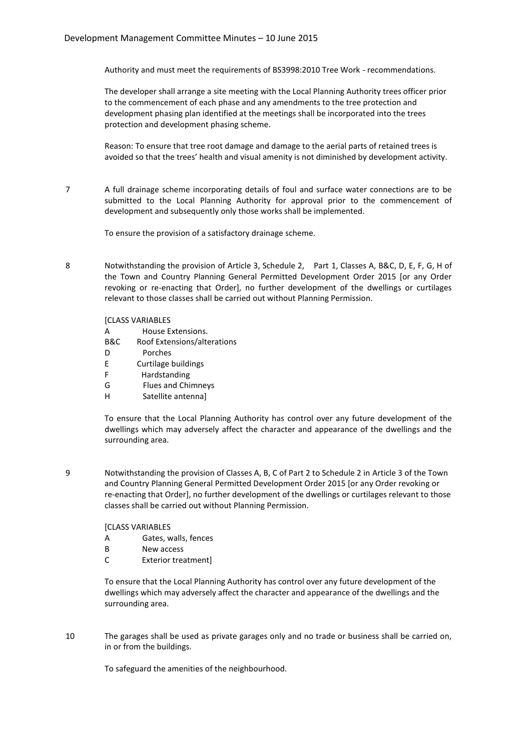Authority and must meet the requirements of BS3998:2010 Tree Work - recommendations.

The developer shall arrange a site meeting with the Local Planning Authority trees officer prior to the commencement of each phase and any amendments to the tree protection and development phasing plan identified at the meetings shall be incorporated into the trees protection and development phasing scheme.

Reason: To ensure that tree root damage and damage to the aerial parts of retained trees is avoided so that the trees' health and visual amenity is not diminished by development activity.

7 A full drainage scheme incorporating details of foul and surface water connections are to be submitted to the Local Planning Authority for approval prior to the commencement of development and subsequently only those works shall be implemented.

To ensure the provision of a satisfactory drainage scheme.

8 Notwithstanding the provision of Article 3, Schedule 2, Part 1, Classes A, B&C, D, E, F, G, H of the Town and Country Planning General Permitted Development Order 2015 [or any Order revoking or re-enacting that Order], no further development of the dwellings or curtilages relevant to those classes shall be carried out without Planning Permission.

[CLASS VARIABLES
A House Extensions.
B&C Roof Extensions/alterations
D Porches
E Curtilage buildings
F Hardstanding
G Flues and Chimneys
H Satellite antenna]

To ensure that the Local Planning Authority has control over any future development of the dwellings which may adversely affect the character and appearance of the dwellings and the surrounding area.

9 Notwithstanding the provision of Classes A, B, C of Part 2 to Schedule 2 in Article 3 of the Town and Country Planning General Permitted Development Order 2015 [or any Order revoking or re-enacting that Order], no further development of the dwellings or curtilages relevant to those classes shall be carried out without Planning Permission.

[CLASS VARIABLES
A Gates, walls, fences
B New access
C Exterior treatment]

To ensure that the Local Planning Authority has control over any future development of the dwellings which may adversely affect the character and appearance of the dwellings and the surrounding area.

10 The garages shall be used as private garages only and no trade or business shall be carried on, in or from the buildings.

To safeguard the amenities of the neighbourhood.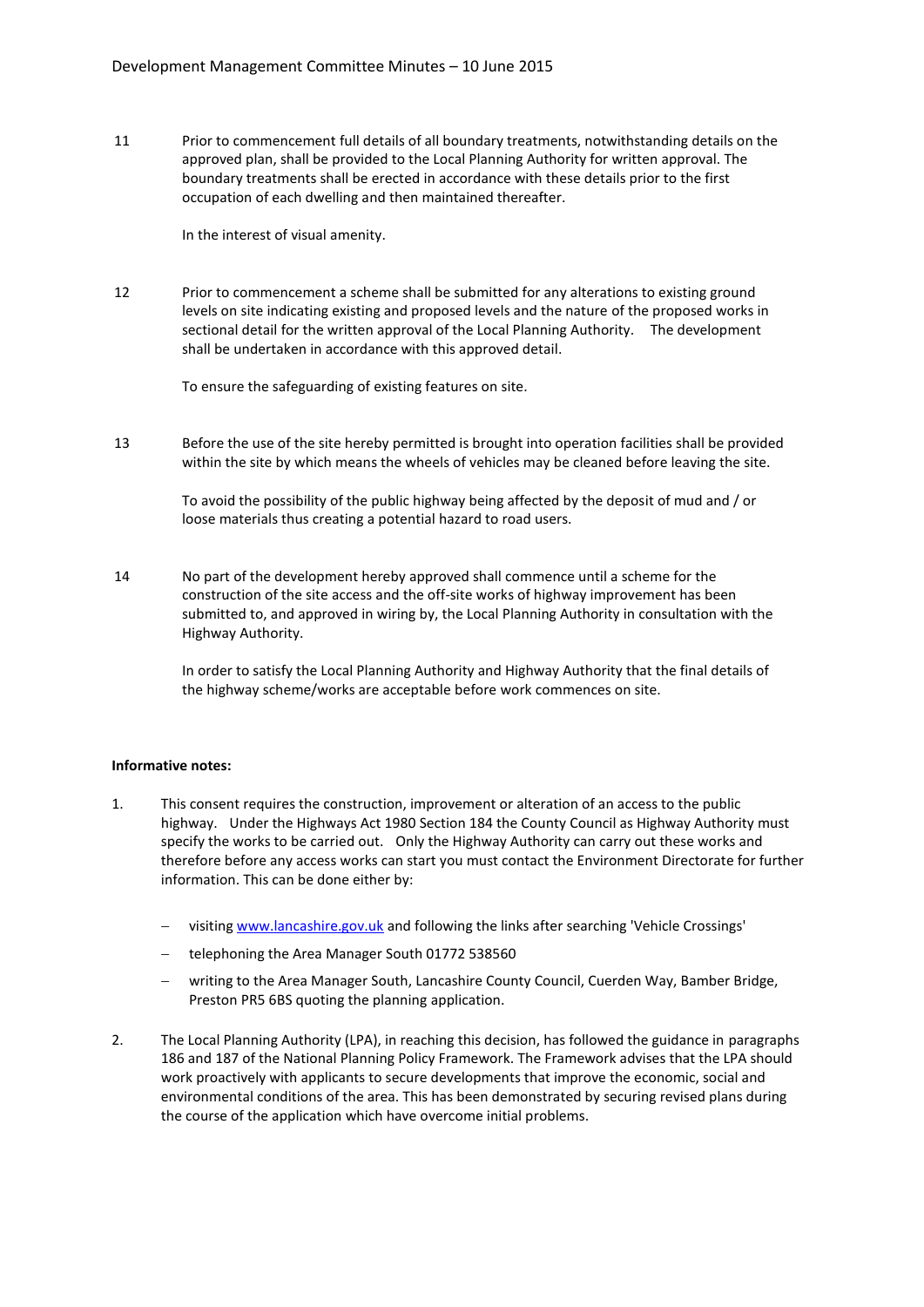11 Prior to commencement full details of all boundary treatments, notwithstanding details on the approved plan, shall be provided to the Local Planning Authority for written approval. The boundary treatments shall be erected in accordance with these details prior to the first occupation of each dwelling and then maintained thereafter.

In the interest of visual amenity.

12 Prior to commencement a scheme shall be submitted for any alterations to existing ground levels on site indicating existing and proposed levels and the nature of the proposed works in sectional detail for the written approval of the Local Planning Authority. The development shall be undertaken in accordance with this approved detail.

To ensure the safeguarding of existing features on site.

13 Before the use of the site hereby permitted is brought into operation facilities shall be provided within the site by which means the wheels of vehicles may be cleaned before leaving the site.

To avoid the possibility of the public highway being affected by the deposit of mud and / or loose materials thus creating a potential hazard to road users.

14 No part of the development hereby approved shall commence until a scheme for the construction of the site access and the off-site works of highway improvement has been submitted to, and approved in wiring by, the Local Planning Authority in consultation with the Highway Authority.

In order to satisfy the Local Planning Authority and Highway Authority that the final details of the highway scheme/works are acceptable before work commences on site.

**Informative notes:**

1. This consent requires the construction, improvement or alteration of an access to the public highway. Under the Highways Act 1980 Section 184 the County Council as Highway Authority must specify the works to be carried out. Only the Highway Authority can carry out these works and therefore before any access works can start you must contact the Environment Directorate for further information. This can be done either by:

   - visiting www.lancashire.gov.uk and following the links after searching 'Vehicle Crossings'
   - telephoning the Area Manager South 01772 538560
   - writing to the Area Manager South, Lancashire County Council, Cuerden Way, Bamber Bridge, Preston PR5 6BS quoting the planning application.

2. The Local Planning Authority (LPA), in reaching this decision, has followed the guidance in paragraphs 186 and 187 of the National Planning Policy Framework. The Framework advises that the LPA should work proactively with applicants to secure developments that improve the economic, social and environmental conditions of the area. This has been demonstrated by securing revised plans during the course of the application which have overcome initial problems.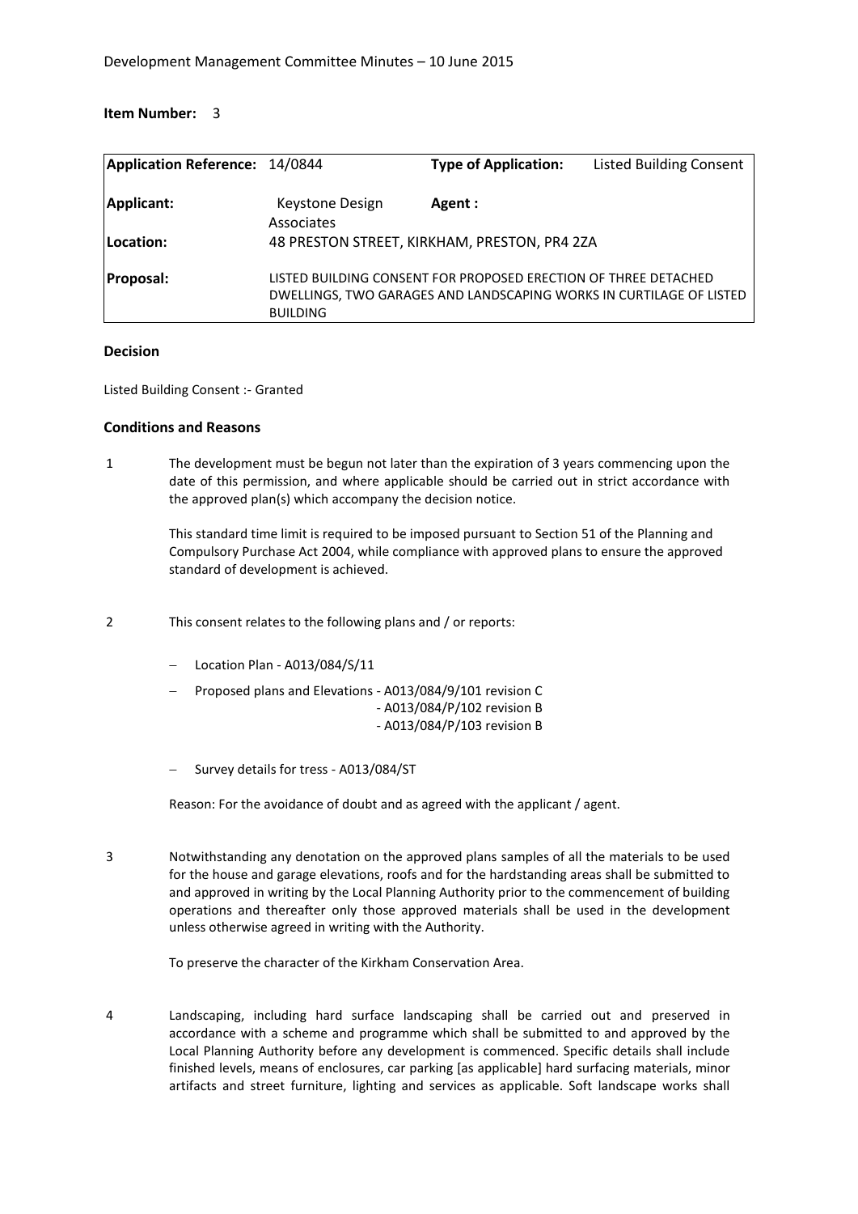Development Management Committee Minutes – 10 June 2015

**Item Number:** 3

| **Application Reference:** | 14/0844 | **Type of Application:** | Listed Building Consent |
|---|---|---|---|
| **Applicant:** | Keystone Design Associates | **Agent :** | |
| **Location:** | 48 PRESTON STREET, KIRKHAM, PRESTON, PR4 2ZA | | |
| **Proposal:** | LISTED BUILDING CONSENT FOR PROPOSED ERECTION OF THREE DETACHED DWELLINGS, TWO GARAGES AND LANDSCAPING WORKS IN CURTILAGE OF LISTED BUILDING | | |

**Decision**

Listed Building Consent :- Granted

**Conditions and Reasons**

1 The development must be begun not later than the expiration of 3 years commencing upon the date of this permission, and where applicable should be carried out in strict accordance with the approved plan(s) which accompany the decision notice.

This standard time limit is required to be imposed pursuant to Section 51 of the Planning and Compulsory Purchase Act 2004, while compliance with approved plans to ensure the approved standard of development is achieved.

2 This consent relates to the following plans and / or reports:

- Location Plan - A013/084/S/11
- Proposed plans and Elevations - A013/084/9/101 revision C
  - A013/084/P/102 revision B
  - A013/084/P/103 revision B
- Survey details for tress - A013/084/ST

Reason: For the avoidance of doubt and as agreed with the applicant / agent.

3 Notwithstanding any denotation on the approved plans samples of all the materials to be used for the house and garage elevations, roofs and for the hardstanding areas shall be submitted to and approved in writing by the Local Planning Authority prior to the commencement of building operations and thereafter only those approved materials shall be used in the development unless otherwise agreed in writing with the Authority.

To preserve the character of the Kirkham Conservation Area.

4 Landscaping, including hard surface landscaping shall be carried out and preserved in accordance with a scheme and programme which shall be submitted to and approved by the Local Planning Authority before any development is commenced. Specific details shall include finished levels, means of enclosures, car parking [as applicable] hard surfacing materials, minor artifacts and street furniture, lighting and services as applicable. Soft landscape works shall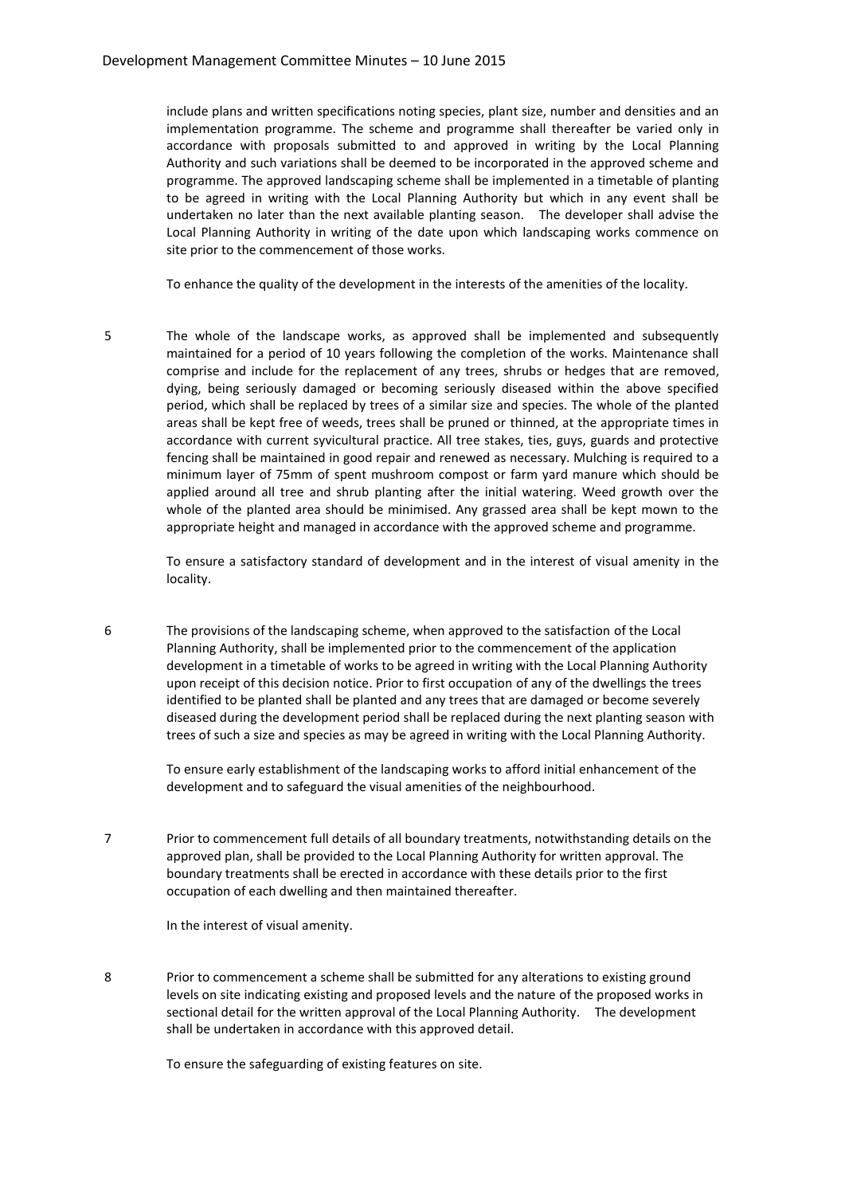include plans and written specifications noting species, plant size, number and densities and an implementation programme. The scheme and programme shall thereafter be varied only in accordance with proposals submitted to and approved in writing by the Local Planning Authority and such variations shall be deemed to be incorporated in the approved scheme and programme. The approved landscaping scheme shall be implemented in a timetable of planting to be agreed in writing with the Local Planning Authority but which in any event shall be undertaken no later than the next available planting season. The developer shall advise the Local Planning Authority in writing of the date upon which landscaping works commence on site prior to the commencement of those works.

To enhance the quality of the development in the interests of the amenities of the locality.

5 The whole of the landscape works, as approved shall be implemented and subsequently maintained for a period of 10 years following the completion of the works. Maintenance shall comprise and include for the replacement of any trees, shrubs or hedges that are removed, dying, being seriously damaged or becoming seriously diseased within the above specified period, which shall be replaced by trees of a similar size and species. The whole of the planted areas shall be kept free of weeds, trees shall be pruned or thinned, at the appropriate times in accordance with current syvicultural practice. All tree stakes, ties, guys, guards and protective fencing shall be maintained in good repair and renewed as necessary. Mulching is required to a minimum layer of 75mm of spent mushroom compost or farm yard manure which should be applied around all tree and shrub planting after the initial watering. Weed growth over the whole of the planted area should be minimised. Any grassed area shall be kept mown to the appropriate height and managed in accordance with the approved scheme and programme.

To ensure a satisfactory standard of development and in the interest of visual amenity in the locality.

6 The provisions of the landscaping scheme, when approved to the satisfaction of the Local Planning Authority, shall be implemented prior to the commencement of the application development in a timetable of works to be agreed in writing with the Local Planning Authority upon receipt of this decision notice. Prior to first occupation of any of the dwellings the trees identified to be planted shall be planted and any trees that are damaged or become severely diseased during the development period shall be replaced during the next planting season with trees of such a size and species as may be agreed in writing with the Local Planning Authority.

To ensure early establishment of the landscaping works to afford initial enhancement of the development and to safeguard the visual amenities of the neighbourhood.

7 Prior to commencement full details of all boundary treatments, notwithstanding details on the approved plan, shall be provided to the Local Planning Authority for written approval. The boundary treatments shall be erected in accordance with these details prior to the first occupation of each dwelling and then maintained thereafter.

In the interest of visual amenity.

8 Prior to commencement a scheme shall be submitted for any alterations to existing ground levels on site indicating existing and proposed levels and the nature of the proposed works in sectional detail for the written approval of the Local Planning Authority. The development shall be undertaken in accordance with this approved detail.

To ensure the safeguarding of existing features on site.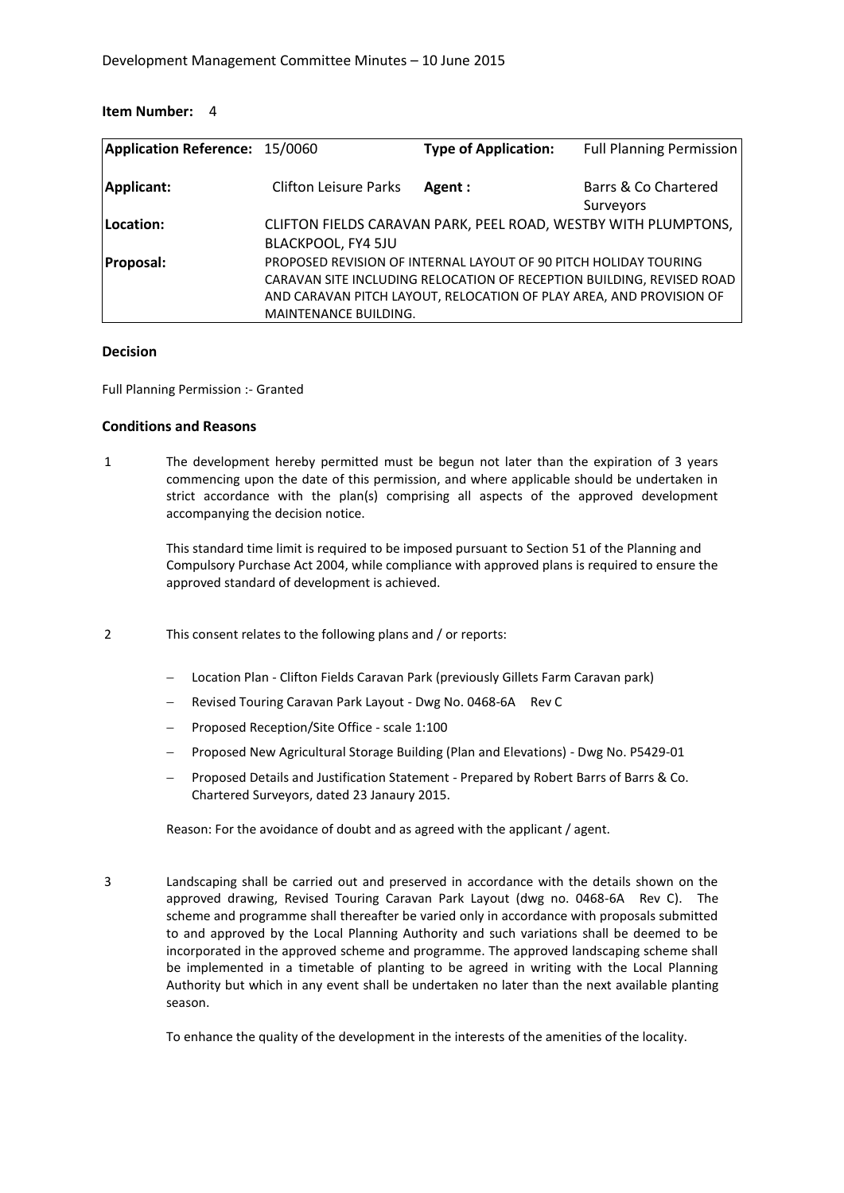**Item Number:** 4

| Application Reference: | 15/0060 | Type of Application: | Full Planning Permission |
|---|---|---|---|
| **Applicant:** | Clifton Leisure Parks | **Agent :** | Barrs & Co Chartered Surveyors |
| **Location:** | CLIFTON FIELDS CARAVAN PARK, PEEL ROAD, WESTBY WITH PLUMPTONS, BLACKPOOL, FY4 5JU | | |
| **Proposal:** | PROPOSED REVISION OF INTERNAL LAYOUT OF 90 PITCH HOLIDAY TOURING CARAVAN SITE INCLUDING RELOCATION OF RECEPTION BUILDING, REVISED ROAD AND CARAVAN PITCH LAYOUT, RELOCATION OF PLAY AREA, AND PROVISION OF MAINTENANCE BUILDING. | | |

**Decision**

Full Planning Permission :- Granted

**Conditions and Reasons**

1 The development hereby permitted must be begun not later than the expiration of 3 years commencing upon the date of this permission, and where applicable should be undertaken in strict accordance with the plan(s) comprising all aspects of the approved development accompanying the decision notice.

This standard time limit is required to be imposed pursuant to Section 51 of the Planning and Compulsory Purchase Act 2004, while compliance with approved plans is required to ensure the approved standard of development is achieved.

2 This consent relates to the following plans and / or reports:

- Location Plan - Clifton Fields Caravan Park (previously Gillets Farm Caravan park)
- Revised Touring Caravan Park Layout - Dwg No. 0468-6A Rev C
- Proposed Reception/Site Office - scale 1:100
- Proposed New Agricultural Storage Building (Plan and Elevations) - Dwg No. P5429-01
- Proposed Details and Justification Statement - Prepared by Robert Barrs of Barrs & Co. Chartered Surveyors, dated 23 Janaury 2015.

Reason: For the avoidance of doubt and as agreed with the applicant / agent.

3 Landscaping shall be carried out and preserved in accordance with the details shown on the approved drawing, Revised Touring Caravan Park Layout (dwg no. 0468-6A Rev C). The scheme and programme shall thereafter be varied only in accordance with proposals submitted to and approved by the Local Planning Authority and such variations shall be deemed to be incorporated in the approved scheme and programme. The approved landscaping scheme shall be implemented in a timetable of planting to be agreed in writing with the Local Planning Authority but which in any event shall be undertaken no later than the next available planting season.

To enhance the quality of the development in the interests of the amenities of the locality.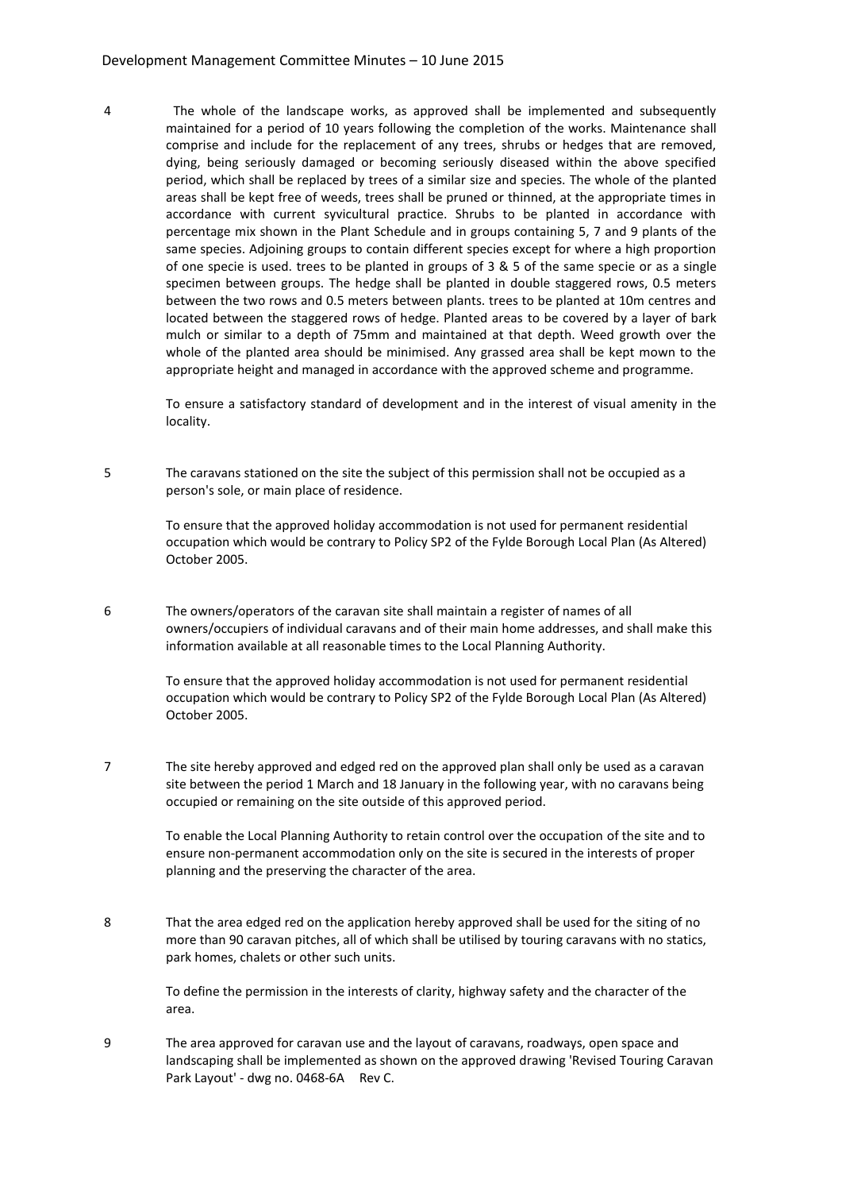4 The whole of the landscape works, as approved shall be implemented and subsequently maintained for a period of 10 years following the completion of the works. Maintenance shall comprise and include for the replacement of any trees, shrubs or hedges that are removed, dying, being seriously damaged or becoming seriously diseased within the above specified period, which shall be replaced by trees of a similar size and species. The whole of the planted areas shall be kept free of weeds, trees shall be pruned or thinned, at the appropriate times in accordance with current syvicultural practice. Shrubs to be planted in accordance with percentage mix shown in the Plant Schedule and in groups containing 5, 7 and 9 plants of the same species. Adjoining groups to contain different species except for where a high proportion of one specie is used. trees to be planted in groups of 3 & 5 of the same specie or as a single specimen between groups. The hedge shall be planted in double staggered rows, 0.5 meters between the two rows and 0.5 meters between plants. trees to be planted at 10m centres and located between the staggered rows of hedge. Planted areas to be covered by a layer of bark mulch or similar to a depth of 75mm and maintained at that depth. Weed growth over the whole of the planted area should be minimised. Any grassed area shall be kept mown to the appropriate height and managed in accordance with the approved scheme and programme.

To ensure a satisfactory standard of development and in the interest of visual amenity in the locality.

5 The caravans stationed on the site the subject of this permission shall not be occupied as a person's sole, or main place of residence.

To ensure that the approved holiday accommodation is not used for permanent residential occupation which would be contrary to Policy SP2 of the Fylde Borough Local Plan (As Altered) October 2005.

6 The owners/operators of the caravan site shall maintain a register of names of all owners/occupiers of individual caravans and of their main home addresses, and shall make this information available at all reasonable times to the Local Planning Authority.

To ensure that the approved holiday accommodation is not used for permanent residential occupation which would be contrary to Policy SP2 of the Fylde Borough Local Plan (As Altered) October 2005.

7 The site hereby approved and edged red on the approved plan shall only be used as a caravan site between the period 1 March and 18 January in the following year, with no caravans being occupied or remaining on the site outside of this approved period.

To enable the Local Planning Authority to retain control over the occupation of the site and to ensure non-permanent accommodation only on the site is secured in the interests of proper planning and the preserving the character of the area.

8 That the area edged red on the application hereby approved shall be used for the siting of no more than 90 caravan pitches, all of which shall be utilised by touring caravans with no statics, park homes, chalets or other such units.

To define the permission in the interests of clarity, highway safety and the character of the area.

9 The area approved for caravan use and the layout of caravans, roadways, open space and landscaping shall be implemented as shown on the approved drawing 'Revised Touring Caravan Park Layout' - dwg no. 0468-6A Rev C.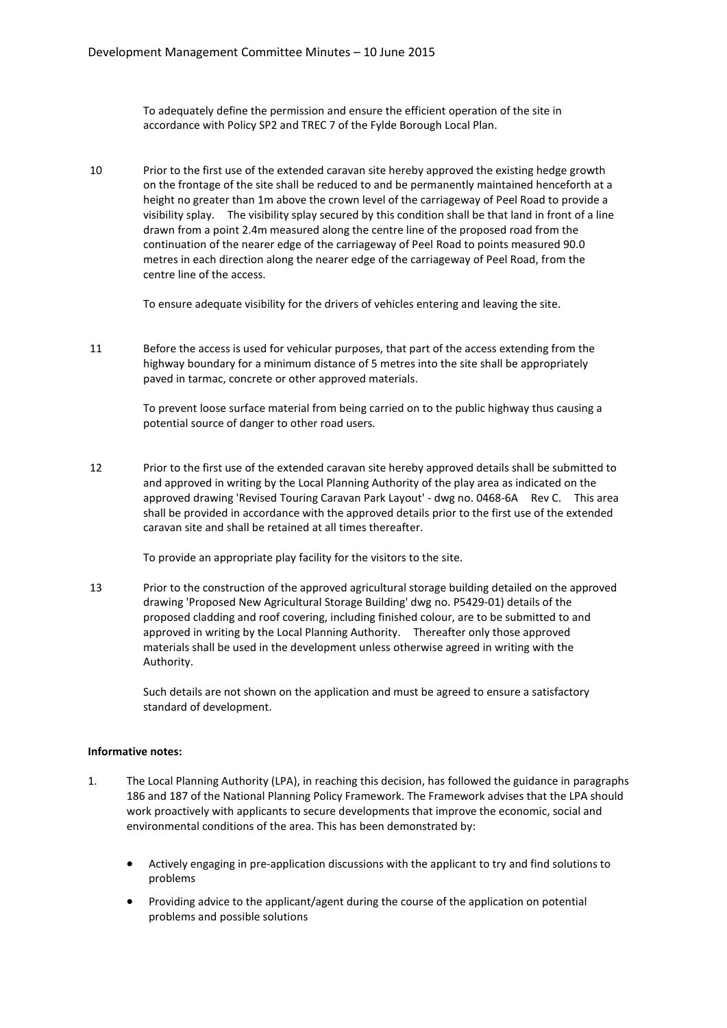To adequately define the permission and ensure the efficient operation of the site in accordance with Policy SP2 and TREC 7 of the Fylde Borough Local Plan.

10 Prior to the first use of the extended caravan site hereby approved the existing hedge growth on the frontage of the site shall be reduced to and be permanently maintained henceforth at a height no greater than 1m above the crown level of the carriageway of Peel Road to provide a visibility splay. The visibility splay secured by this condition shall be that land in front of a line drawn from a point 2.4m measured along the centre line of the proposed road from the continuation of the nearer edge of the carriageway of Peel Road to points measured 90.0 metres in each direction along the nearer edge of the carriageway of Peel Road, from the centre line of the access.

To ensure adequate visibility for the drivers of vehicles entering and leaving the site.

11 Before the access is used for vehicular purposes, that part of the access extending from the highway boundary for a minimum distance of 5 metres into the site shall be appropriately paved in tarmac, concrete or other approved materials.

To prevent loose surface material from being carried on to the public highway thus causing a potential source of danger to other road users.

12 Prior to the first use of the extended caravan site hereby approved details shall be submitted to and approved in writing by the Local Planning Authority of the play area as indicated on the approved drawing 'Revised Touring Caravan Park Layout' - dwg no. 0468-6A Rev C. This area shall be provided in accordance with the approved details prior to the first use of the extended caravan site and shall be retained at all times thereafter.

To provide an appropriate play facility for the visitors to the site.

13 Prior to the construction of the approved agricultural storage building detailed on the approved drawing 'Proposed New Agricultural Storage Building' dwg no. P5429-01) details of the proposed cladding and roof covering, including finished colour, are to be submitted to and approved in writing by the Local Planning Authority. Thereafter only those approved materials shall be used in the development unless otherwise agreed in writing with the Authority.

Such details are not shown on the application and must be agreed to ensure a satisfactory standard of development.

**Informative notes:**

1. The Local Planning Authority (LPA), in reaching this decision, has followed the guidance in paragraphs 186 and 187 of the National Planning Policy Framework. The Framework advises that the LPA should work proactively with applicants to secure developments that improve the economic, social and environmental conditions of the area. This has been demonstrated by:

   - Actively engaging in pre-application discussions with the applicant to try and find solutions to problems
   - Providing advice to the applicant/agent during the course of the application on potential problems and possible solutions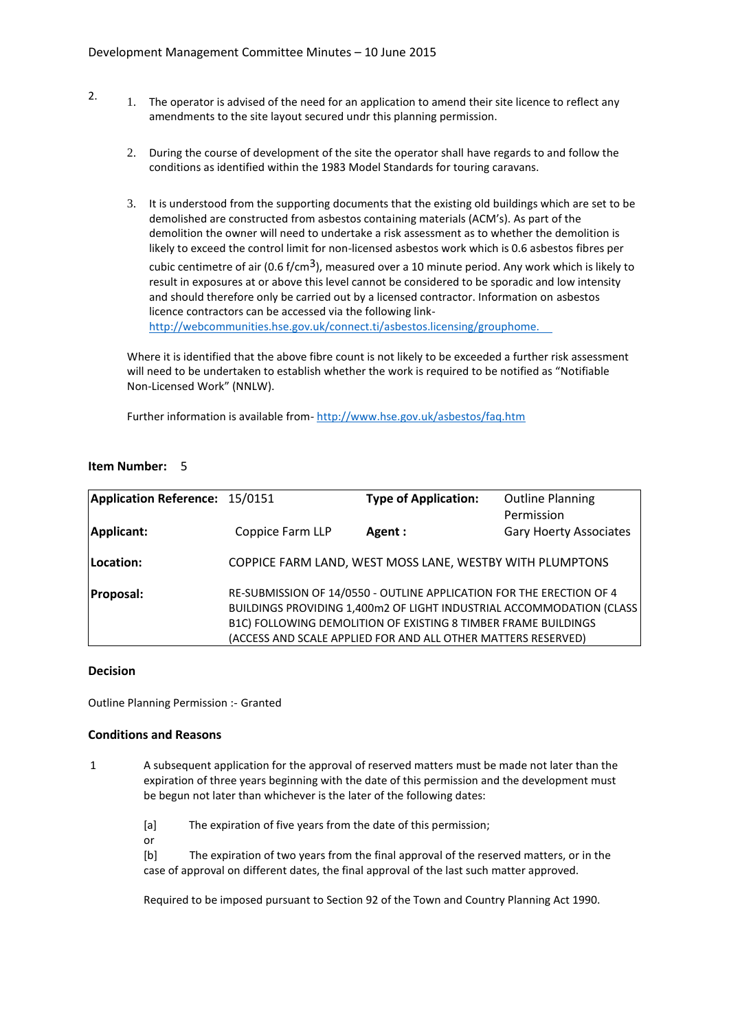2.

1. The operator is advised of the need for an application to amend their site licence to reflect any amendments to the site layout secured undr this planning permission.

2. During the course of development of the site the operator shall have regards to and follow the conditions as identified within the 1983 Model Standards for touring caravans.

3. It is understood from the supporting documents that the existing old buildings which are set to be demolished are constructed from asbestos containing materials (ACM's). As part of the demolition the owner will need to undertake a risk assessment as to whether the demolition is likely to exceed the control limit for non-licensed asbestos work which is 0.6 asbestos fibres per cubic centimetre of air (0.6 f/$cm^3$), measured over a 10 minute period. Any work which is likely to result in exposures at or above this level cannot be considered to be sporadic and low intensity and should therefore only be carried out by a licensed contractor. Information on asbestos licence contractors can be accessed via the following link- http://webcommunities.hse.gov.uk/connect.ti/asbestos.licensing/grouphome.

Where it is identified that the above fibre count is not likely to be exceeded a further risk assessment will need to be undertaken to establish whether the work is required to be notified as "Notifiable Non-Licensed Work" (NNLW).

Further information is available from- http://www.hse.gov.uk/asbestos/faq.htm

**Item Number:** 5

| **Application Reference:** | 15/0151 | **Type of Application:** | Outline Planning Permission |
|---|---|---|---|
| **Applicant:** | Coppice Farm LLP | **Agent :** | Gary Hoerty Associates |
| **Location:** | COPPICE FARM LAND, WEST MOSS LANE, WESTBY WITH PLUMPTONS | | |
| **Proposal:** | RE-SUBMISSION OF 14/0550 - OUTLINE APPLICATION FOR THE ERECTION OF 4 BUILDINGS PROVIDING 1,400m2 OF LIGHT INDUSTRIAL ACCOMMODATION (CLASS B1C) FOLLOWING DEMOLITION OF EXISTING 8 TIMBER FRAME BUILDINGS (ACCESS AND SCALE APPLIED FOR AND ALL OTHER MATTERS RESERVED) | | |

**Decision**

Outline Planning Permission :- Granted

**Conditions and Reasons**

1 A subsequent application for the approval of reserved matters must be made not later than the expiration of three years beginning with the date of this permission and the development must be begun not later than whichever is the later of the following dates:

[a] The expiration of five years from the date of this permission;
or
[b] The expiration of two years from the final approval of the reserved matters, or in the case of approval on different dates, the final approval of the last such matter approved.

Required to be imposed pursuant to Section 92 of the Town and Country Planning Act 1990.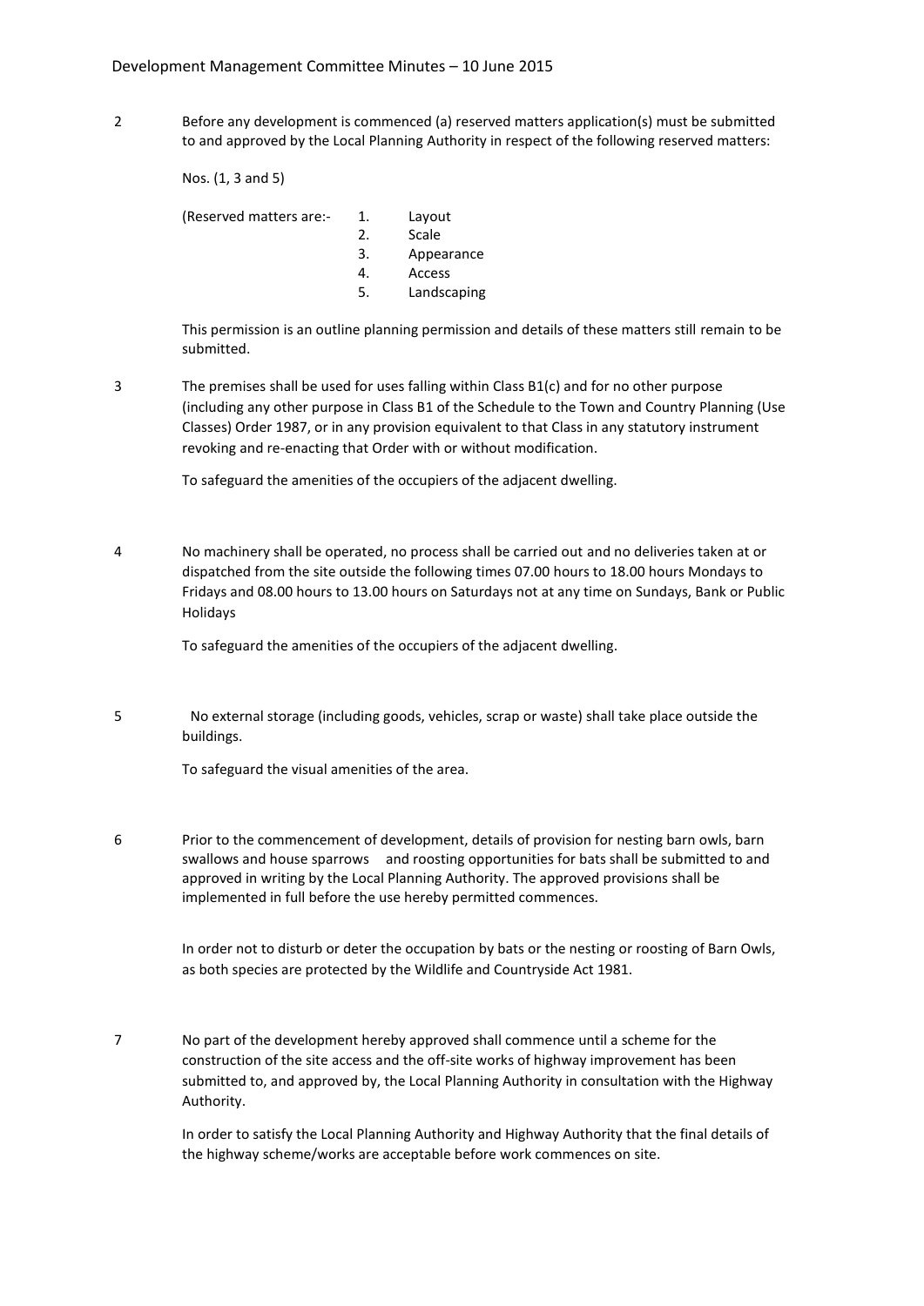2 Before any development is commenced (a) reserved matters application(s) must be submitted to and approved by the Local Planning Authority in respect of the following reserved matters:

Nos. (1, 3 and 5)

(Reserved matters are:-
1. Layout
2. Scale
3. Appearance
4. Access
5. Landscaping

This permission is an outline planning permission and details of these matters still remain to be submitted.

3 The premises shall be used for uses falling within Class B1(c) and for no other purpose (including any other purpose in Class B1 of the Schedule to the Town and Country Planning (Use Classes) Order 1987, or in any provision equivalent to that Class in any statutory instrument revoking and re-enacting that Order with or without modification.

To safeguard the amenities of the occupiers of the adjacent dwelling.

4 No machinery shall be operated, no process shall be carried out and no deliveries taken at or dispatched from the site outside the following times 07.00 hours to 18.00 hours Mondays to Fridays and 08.00 hours to 13.00 hours on Saturdays not at any time on Sundays, Bank or Public Holidays

To safeguard the amenities of the occupiers of the adjacent dwelling.

5 No external storage (including goods, vehicles, scrap or waste) shall take place outside the buildings.

To safeguard the visual amenities of the area.

6 Prior to the commencement of development, details of provision for nesting barn owls, barn swallows and house sparrows and roosting opportunities for bats shall be submitted to and approved in writing by the Local Planning Authority. The approved provisions shall be implemented in full before the use hereby permitted commences.

In order not to disturb or deter the occupation by bats or the nesting or roosting of Barn Owls, as both species are protected by the Wildlife and Countryside Act 1981.

7 No part of the development hereby approved shall commence until a scheme for the construction of the site access and the off-site works of highway improvement has been submitted to, and approved by, the Local Planning Authority in consultation with the Highway Authority.

In order to satisfy the Local Planning Authority and Highway Authority that the final details of the highway scheme/works are acceptable before work commences on site.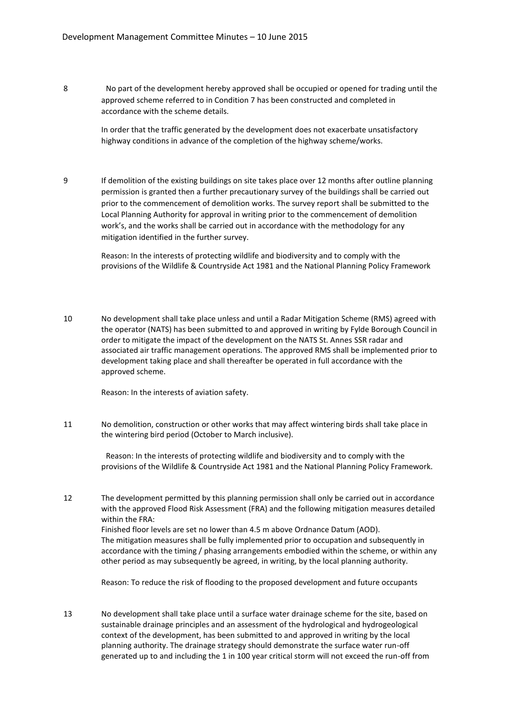8 No part of the development hereby approved shall be occupied or opened for trading until the approved scheme referred to in Condition 7 has been constructed and completed in accordance with the scheme details.

In order that the traffic generated by the development does not exacerbate unsatisfactory highway conditions in advance of the completion of the highway scheme/works.

9 If demolition of the existing buildings on site takes place over 12 months after outline planning permission is granted then a further precautionary survey of the buildings shall be carried out prior to the commencement of demolition works. The survey report shall be submitted to the Local Planning Authority for approval in writing prior to the commencement of demolition work's, and the works shall be carried out in accordance with the methodology for any mitigation identified in the further survey.

Reason: In the interests of protecting wildlife and biodiversity and to comply with the provisions of the Wildlife & Countryside Act 1981 and the National Planning Policy Framework

10 No development shall take place unless and until a Radar Mitigation Scheme (RMS) agreed with the operator (NATS) has been submitted to and approved in writing by Fylde Borough Council in order to mitigate the impact of the development on the NATS St. Annes SSR radar and associated air traffic management operations. The approved RMS shall be implemented prior to development taking place and shall thereafter be operated in full accordance with the approved scheme.

Reason: In the interests of aviation safety.

11 No demolition, construction or other works that may affect wintering birds shall take place in the wintering bird period (October to March inclusive).

Reason: In the interests of protecting wildlife and biodiversity and to comply with the provisions of the Wildlife & Countryside Act 1981 and the National Planning Policy Framework.

12 The development permitted by this planning permission shall only be carried out in accordance with the approved Flood Risk Assessment (FRA) and the following mitigation measures detailed within the FRA:
Finished floor levels are set no lower than 4.5 m above Ordnance Datum (AOD).
The mitigation measures shall be fully implemented prior to occupation and subsequently in accordance with the timing / phasing arrangements embodied within the scheme, or within any other period as may subsequently be agreed, in writing, by the local planning authority.

Reason: To reduce the risk of flooding to the proposed development and future occupants

13 No development shall take place until a surface water drainage scheme for the site, based on sustainable drainage principles and an assessment of the hydrological and hydrogeological context of the development, has been submitted to and approved in writing by the local planning authority. The drainage strategy should demonstrate the surface water run-off generated up to and including the 1 in 100 year critical storm will not exceed the run-off from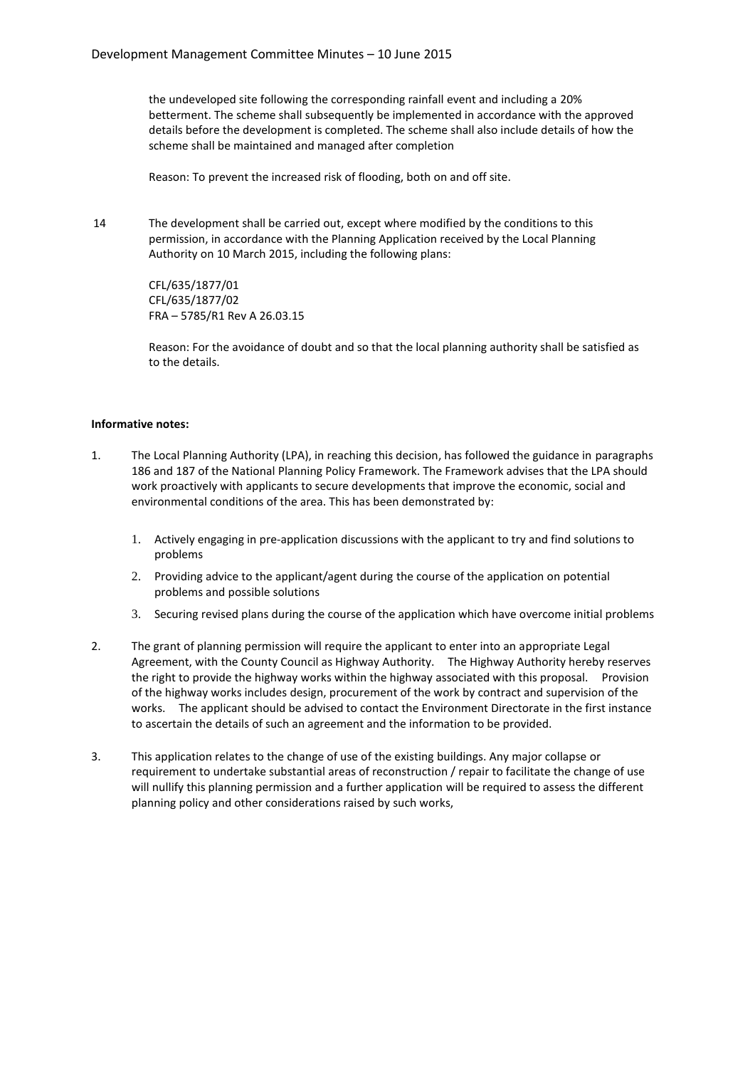the undeveloped site following the corresponding rainfall event and including a 20% betterment. The scheme shall subsequently be implemented in accordance with the approved details before the development is completed. The scheme shall also include details of how the scheme shall be maintained and managed after completion

Reason: To prevent the increased risk of flooding, both on and off site.

14 The development shall be carried out, except where modified by the conditions to this permission, in accordance with the Planning Application received by the Local Planning Authority on 10 March 2015, including the following plans:

CFL/635/1877/01
CFL/635/1877/02
FRA – 5785/R1 Rev A 26.03.15

Reason: For the avoidance of doubt and so that the local planning authority shall be satisfied as to the details.

**Informative notes:**

1. The Local Planning Authority (LPA), in reaching this decision, has followed the guidance in paragraphs 186 and 187 of the National Planning Policy Framework. The Framework advises that the LPA should work proactively with applicants to secure developments that improve the economic, social and environmental conditions of the area. This has been demonstrated by:

    1. Actively engaging in pre-application discussions with the applicant to try and find solutions to problems
    2. Providing advice to the applicant/agent during the course of the application on potential problems and possible solutions
    3. Securing revised plans during the course of the application which have overcome initial problems

2. The grant of planning permission will require the applicant to enter into an appropriate Legal Agreement, with the County Council as Highway Authority. The Highway Authority hereby reserves the right to provide the highway works within the highway associated with this proposal. Provision of the highway works includes design, procurement of the work by contract and supervision of the works. The applicant should be advised to contact the Environment Directorate in the first instance to ascertain the details of such an agreement and the information to be provided.

3. This application relates to the change of use of the existing buildings. Any major collapse or requirement to undertake substantial areas of reconstruction / repair to facilitate the change of use will nullify this planning permission and a further application will be required to assess the different planning policy and other considerations raised by such works,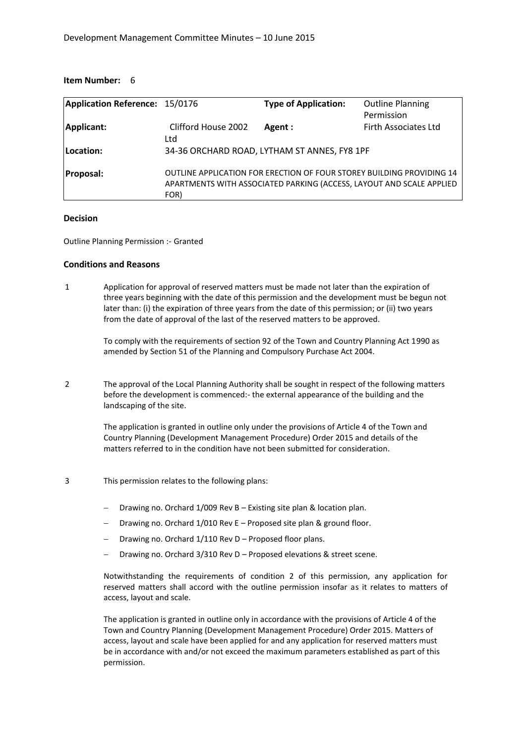**Item Number:** 6

| Application Reference: | 15/0176 | Type of Application: | Outline Planning Permission |
|---|---|---|---|
| Applicant: | Clifford House 2002 Ltd | Agent : | Firth Associates Ltd |
| Location: | 34-36 ORCHARD ROAD, LYTHAM ST ANNES, FY8 1PF | | |
| Proposal: | OUTLINE APPLICATION FOR ERECTION OF FOUR STOREY BUILDING PROVIDING 14 APARTMENTS WITH ASSOCIATED PARKING (ACCESS, LAYOUT AND SCALE APPLIED FOR) | | |

### Decision

Outline Planning Permission :- Granted

### Conditions and Reasons

1 Application for approval of reserved matters must be made not later than the expiration of three years beginning with the date of this permission and the development must be begun not later than: (i) the expiration of three years from the date of this permission; or (ii) two years from the date of approval of the last of the reserved matters to be approved.

To comply with the requirements of section 92 of the Town and Country Planning Act 1990 as amended by Section 51 of the Planning and Compulsory Purchase Act 2004.

2 The approval of the Local Planning Authority shall be sought in respect of the following matters before the development is commenced:- the external appearance of the building and the landscaping of the site.

The application is granted in outline only under the provisions of Article 4 of the Town and Country Planning (Development Management Procedure) Order 2015 and details of the matters referred to in the condition have not been submitted for consideration.

3 This permission relates to the following plans:

- Drawing no. Orchard 1/009 Rev B – Existing site plan & location plan.
- Drawing no. Orchard 1/010 Rev E – Proposed site plan & ground floor.
- Drawing no. Orchard 1/110 Rev D – Proposed floor plans.
- Drawing no. Orchard 3/310 Rev D – Proposed elevations & street scene.

Notwithstanding the requirements of condition 2 of this permission, any application for reserved matters shall accord with the outline permission insofar as it relates to matters of access, layout and scale.

The application is granted in outline only in accordance with the provisions of Article 4 of the Town and Country Planning (Development Management Procedure) Order 2015. Matters of access, layout and scale have been applied for and any application for reserved matters must be in accordance with and/or not exceed the maximum parameters established as part of this permission.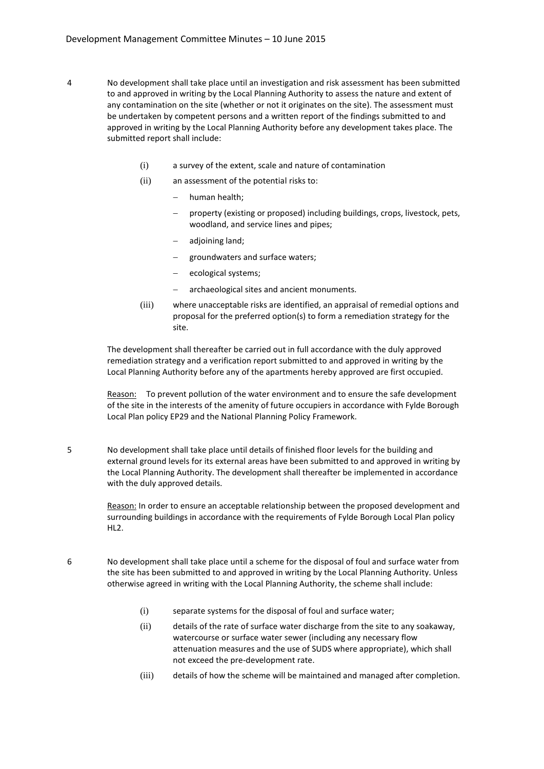4 No development shall take place until an investigation and risk assessment has been submitted to and approved in writing by the Local Planning Authority to assess the nature and extent of any contamination on the site (whether or not it originates on the site). The assessment must be undertaken by competent persons and a written report of the findings submitted to and approved in writing by the Local Planning Authority before any development takes place. The submitted report shall include:

(i) a survey of the extent, scale and nature of contamination

(ii) an assessment of the potential risks to:

- human health;
- property (existing or proposed) including buildings, crops, livestock, pets, woodland, and service lines and pipes;
- adjoining land;
- groundwaters and surface waters;
- ecological systems;
- archaeological sites and ancient monuments.

(iii) where unacceptable risks are identified, an appraisal of remedial options and proposal for the preferred option(s) to form a remediation strategy for the site.

The development shall thereafter be carried out in full accordance with the duly approved remediation strategy and a verification report submitted to and approved in writing by the Local Planning Authority before any of the apartments hereby approved are first occupied.

Reason: To prevent pollution of the water environment and to ensure the safe development of the site in the interests of the amenity of future occupiers in accordance with Fylde Borough Local Plan policy EP29 and the National Planning Policy Framework.

5 No development shall take place until details of finished floor levels for the building and external ground levels for its external areas have been submitted to and approved in writing by the Local Planning Authority. The development shall thereafter be implemented in accordance with the duly approved details.

Reason: In order to ensure an acceptable relationship between the proposed development and surrounding buildings in accordance with the requirements of Fylde Borough Local Plan policy HL2.

6 No development shall take place until a scheme for the disposal of foul and surface water from the site has been submitted to and approved in writing by the Local Planning Authority. Unless otherwise agreed in writing with the Local Planning Authority, the scheme shall include:

(i) separate systems for the disposal of foul and surface water;

(ii) details of the rate of surface water discharge from the site to any soakaway, watercourse or surface water sewer (including any necessary flow attenuation measures and the use of SUDS where appropriate), which shall not exceed the pre-development rate.

(iii) details of how the scheme will be maintained and managed after completion.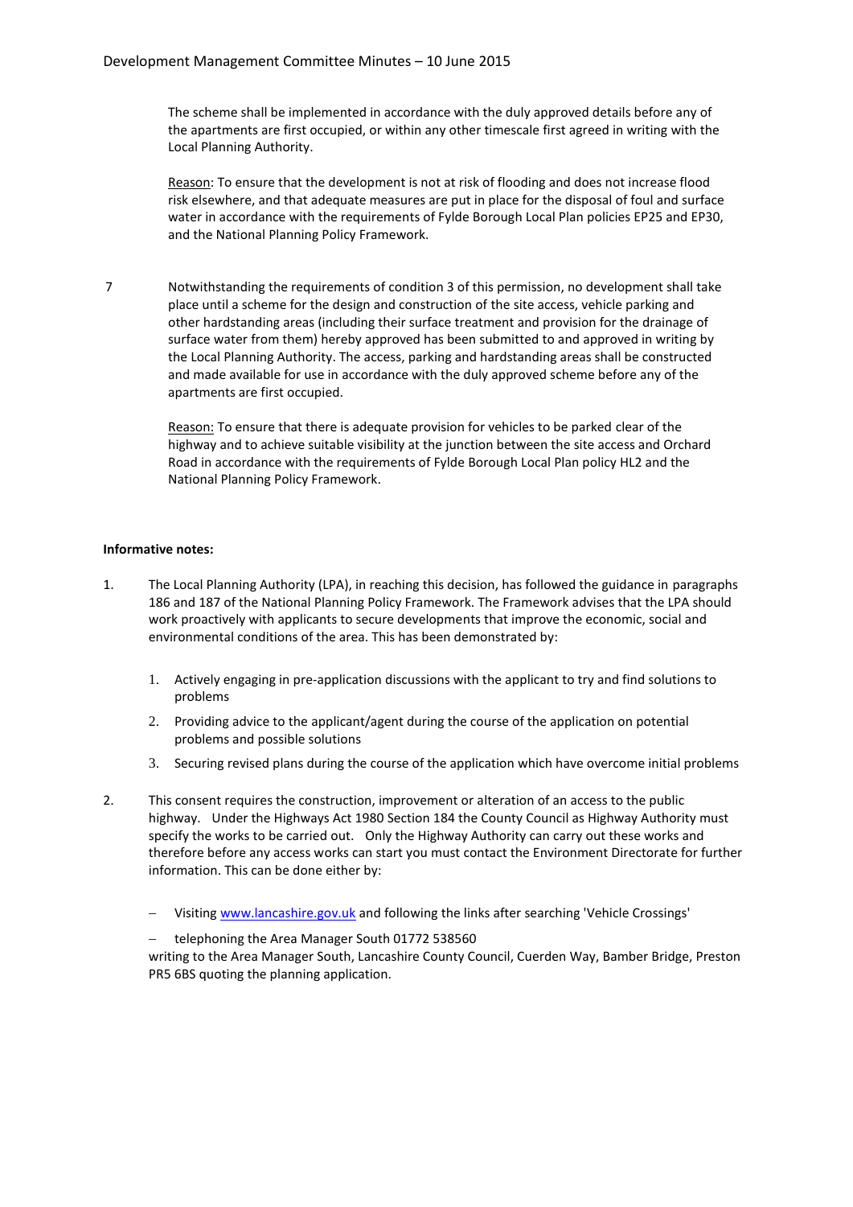The scheme shall be implemented in accordance with the duly approved details before any of the apartments are first occupied, or within any other timescale first agreed in writing with the Local Planning Authority.

Reason: To ensure that the development is not at risk of flooding and does not increase flood risk elsewhere, and that adequate measures are put in place for the disposal of foul and surface water in accordance with the requirements of Fylde Borough Local Plan policies EP25 and EP30, and the National Planning Policy Framework.

7 Notwithstanding the requirements of condition 3 of this permission, no development shall take place until a scheme for the design and construction of the site access, vehicle parking and other hardstanding areas (including their surface treatment and provision for the drainage of surface water from them) hereby approved has been submitted to and approved in writing by the Local Planning Authority. The access, parking and hardstanding areas shall be constructed and made available for use in accordance with the duly approved scheme before any of the apartments are first occupied.

Reason: To ensure that there is adequate provision for vehicles to be parked clear of the highway and to achieve suitable visibility at the junction between the site access and Orchard Road in accordance with the requirements of Fylde Borough Local Plan policy HL2 and the National Planning Policy Framework.

**Informative notes:**

1. The Local Planning Authority (LPA), in reaching this decision, has followed the guidance in paragraphs 186 and 187 of the National Planning Policy Framework. The Framework advises that the LPA should work proactively with applicants to secure developments that improve the economic, social and environmental conditions of the area. This has been demonstrated by:

   1. Actively engaging in pre-application discussions with the applicant to try and find solutions to problems
   2. Providing advice to the applicant/agent during the course of the application on potential problems and possible solutions
   3. Securing revised plans during the course of the application which have overcome initial problems

2. This consent requires the construction, improvement or alteration of an access to the public highway. Under the Highways Act 1980 Section 184 the County Council as Highway Authority must specify the works to be carried out. Only the Highway Authority can carry out these works and therefore before any access works can start you must contact the Environment Directorate for further information. This can be done either by:

   - Visiting www.lancashire.gov.uk and following the links after searching 'Vehicle Crossings'
   - telephoning the Area Manager South 01772 538560

   writing to the Area Manager South, Lancashire County Council, Cuerden Way, Bamber Bridge, Preston PR5 6BS quoting the planning application.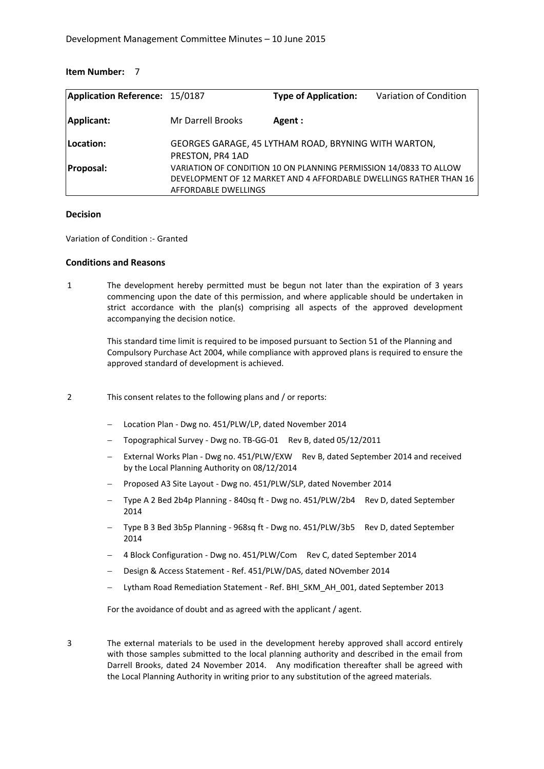**Item Number:** 7

| Application Reference: | 15/0187 | Type of Application: | Variation of Condition |
|---|---|---|---|
| Applicant: | Mr Darrell Brooks | Agent : | |
| Location: | GEORGES GARAGE, 45 LYTHAM ROAD, BRYNING WITH WARTON, PRESTON, PR4 1AD | | |
| Proposal: | VARIATION OF CONDITION 10 ON PLANNING PERMISSION 14/0833 TO ALLOW DEVELOPMENT OF 12 MARKET AND 4 AFFORDABLE DWELLINGS RATHER THAN 16 AFFORDABLE DWELLINGS | | |

**Decision**

Variation of Condition :- Granted

**Conditions and Reasons**

1 The development hereby permitted must be begun not later than the expiration of 3 years commencing upon the date of this permission, and where applicable should be undertaken in strict accordance with the plan(s) comprising all aspects of the approved development accompanying the decision notice.

This standard time limit is required to be imposed pursuant to Section 51 of the Planning and Compulsory Purchase Act 2004, while compliance with approved plans is required to ensure the approved standard of development is achieved.

2 This consent relates to the following plans and / or reports:

- Location Plan - Dwg no. 451/PLW/LP, dated November 2014
- Topographical Survey - Dwg no. TB-GG-01 Rev B, dated 05/12/2011
- External Works Plan - Dwg no. 451/PLW/EXW Rev B, dated September 2014 and received by the Local Planning Authority on 08/12/2014
- Proposed A3 Site Layout - Dwg no. 451/PLW/SLP, dated November 2014
- Type A 2 Bed 2b4p Planning - 840sq ft - Dwg no. 451/PLW/2b4 Rev D, dated September 2014
- Type B 3 Bed 3b5p Planning - 968sq ft - Dwg no. 451/PLW/3b5 Rev D, dated September 2014
- 4 Block Configuration - Dwg no. 451/PLW/Com Rev C, dated September 2014
- Design & Access Statement - Ref. 451/PLW/DAS, dated NOvember 2014
- Lytham Road Remediation Statement - Ref. BHI_SKM_AH_001, dated September 2013

For the avoidance of doubt and as agreed with the applicant / agent.

3 The external materials to be used in the development hereby approved shall accord entirely with those samples submitted to the local planning authority and described in the email from Darrell Brooks, dated 24 November 2014. Any modification thereafter shall be agreed with the Local Planning Authority in writing prior to any substitution of the agreed materials.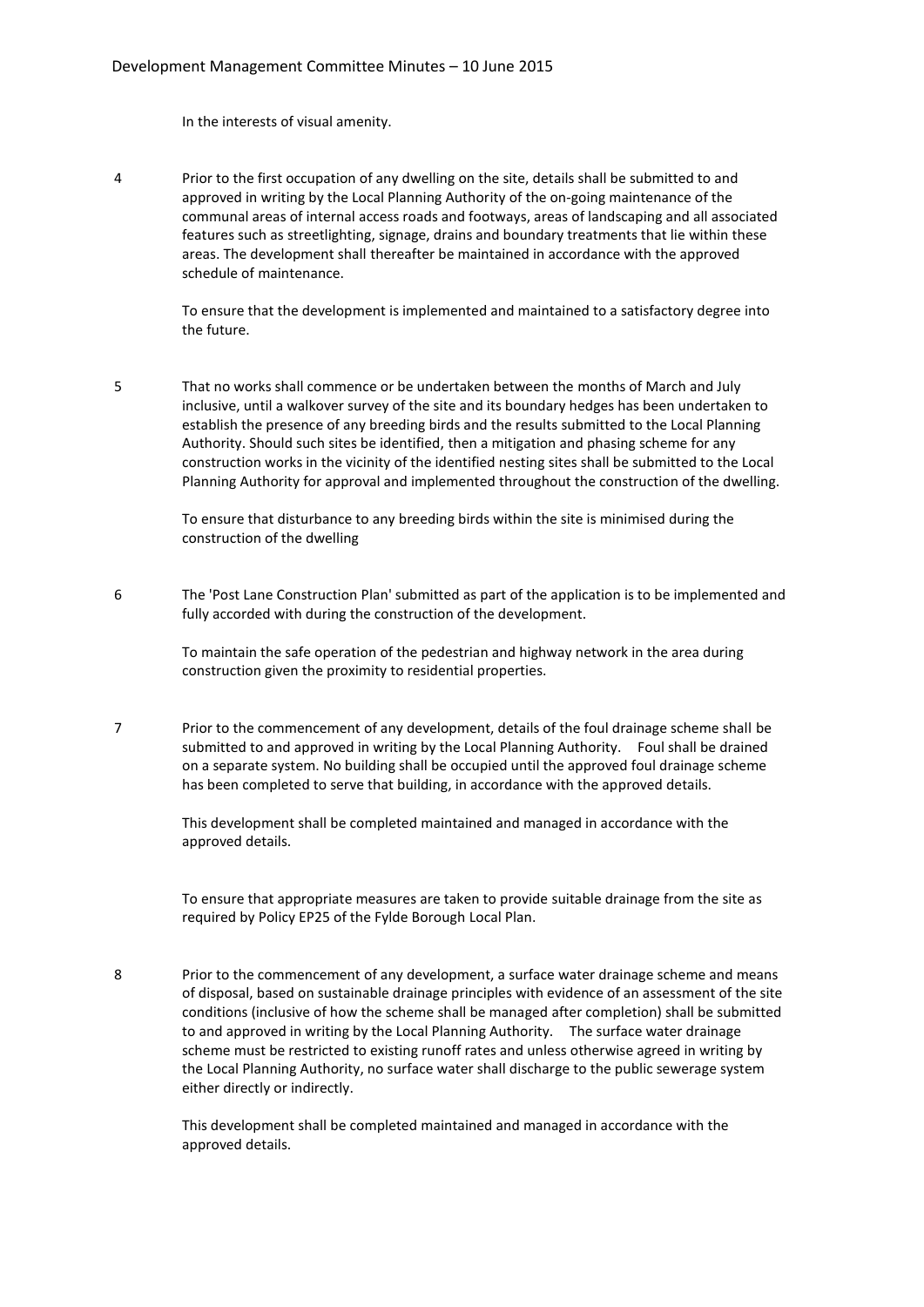In the interests of visual amenity.

4 Prior to the first occupation of any dwelling on the site, details shall be submitted to and approved in writing by the Local Planning Authority of the on-going maintenance of the communal areas of internal access roads and footways, areas of landscaping and all associated features such as streetlighting, signage, drains and boundary treatments that lie within these areas. The development shall thereafter be maintained in accordance with the approved schedule of maintenance.

   To ensure that the development is implemented and maintained to a satisfactory degree into the future.

5 That no works shall commence or be undertaken between the months of March and July inclusive, until a walkover survey of the site and its boundary hedges has been undertaken to establish the presence of any breeding birds and the results submitted to the Local Planning Authority. Should such sites be identified, then a mitigation and phasing scheme for any construction works in the vicinity of the identified nesting sites shall be submitted to the Local Planning Authority for approval and implemented throughout the construction of the dwelling.

   To ensure that disturbance to any breeding birds within the site is minimised during the construction of the dwelling

6 The 'Post Lane Construction Plan' submitted as part of the application is to be implemented and fully accorded with during the construction of the development.

   To maintain the safe operation of the pedestrian and highway network in the area during construction given the proximity to residential properties.

7 Prior to the commencement of any development, details of the foul drainage scheme shall be submitted to and approved in writing by the Local Planning Authority. Foul shall be drained on a separate system. No building shall be occupied until the approved foul drainage scheme has been completed to serve that building, in accordance with the approved details.

   This development shall be completed maintained and managed in accordance with the approved details.

   To ensure that appropriate measures are taken to provide suitable drainage from the site as required by Policy EP25 of the Fylde Borough Local Plan.

8 Prior to the commencement of any development, a surface water drainage scheme and means of disposal, based on sustainable drainage principles with evidence of an assessment of the site conditions (inclusive of how the scheme shall be managed after completion) shall be submitted to and approved in writing by the Local Planning Authority. The surface water drainage scheme must be restricted to existing runoff rates and unless otherwise agreed in writing by the Local Planning Authority, no surface water shall discharge to the public sewerage system either directly or indirectly.

   This development shall be completed maintained and managed in accordance with the approved details.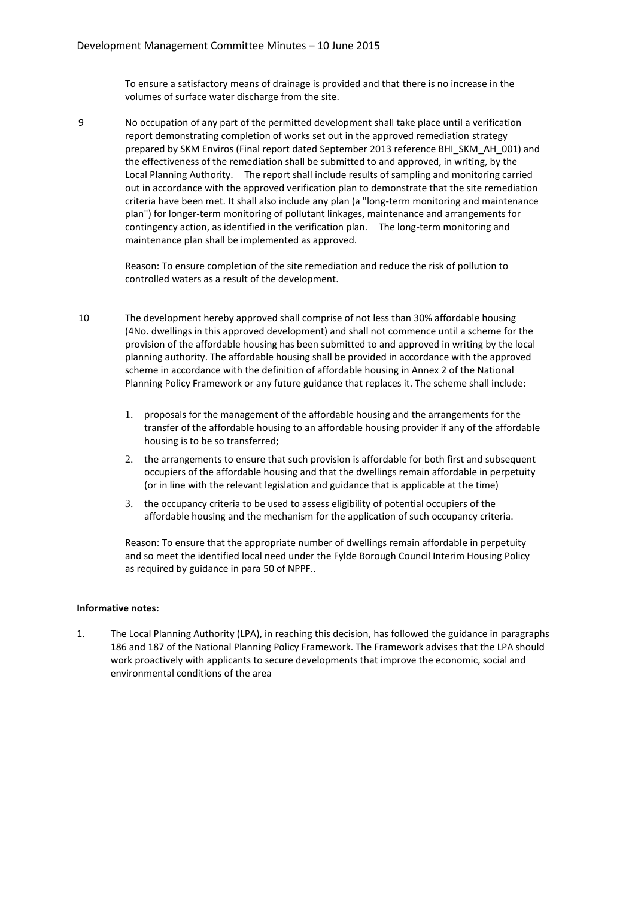To ensure a satisfactory means of drainage is provided and that there is no increase in the volumes of surface water discharge from the site.

9 No occupation of any part of the permitted development shall take place until a verification report demonstrating completion of works set out in the approved remediation strategy prepared by SKM Enviros (Final report dated September 2013 reference BHI_SKM_AH_001) and the effectiveness of the remediation shall be submitted to and approved, in writing, by the Local Planning Authority. The report shall include results of sampling and monitoring carried out in accordance with the approved verification plan to demonstrate that the site remediation criteria have been met. It shall also include any plan (a "long-term monitoring and maintenance plan") for longer-term monitoring of pollutant linkages, maintenance and arrangements for contingency action, as identified in the verification plan. The long-term monitoring and maintenance plan shall be implemented as approved.

Reason: To ensure completion of the site remediation and reduce the risk of pollution to controlled waters as a result of the development.

10 The development hereby approved shall comprise of not less than 30% affordable housing (4No. dwellings in this approved development) and shall not commence until a scheme for the provision of the affordable housing has been submitted to and approved in writing by the local planning authority. The affordable housing shall be provided in accordance with the approved scheme in accordance with the definition of affordable housing in Annex 2 of the National Planning Policy Framework or any future guidance that replaces it. The scheme shall include:

1. proposals for the management of the affordable housing and the arrangements for the transfer of the affordable housing to an affordable housing provider if any of the affordable housing is to be so transferred;
2. the arrangements to ensure that such provision is affordable for both first and subsequent occupiers of the affordable housing and that the dwellings remain affordable in perpetuity (or in line with the relevant legislation and guidance that is applicable at the time)
3. the occupancy criteria to be used to assess eligibility of potential occupiers of the affordable housing and the mechanism for the application of such occupancy criteria.

Reason: To ensure that the appropriate number of dwellings remain affordable in perpetuity and so meet the identified local need under the Fylde Borough Council Interim Housing Policy as required by guidance in para 50 of NPPF..

**Informative notes:**

1. The Local Planning Authority (LPA), in reaching this decision, has followed the guidance in paragraphs 186 and 187 of the National Planning Policy Framework. The Framework advises that the LPA should work proactively with applicants to secure developments that improve the economic, social and environmental conditions of the area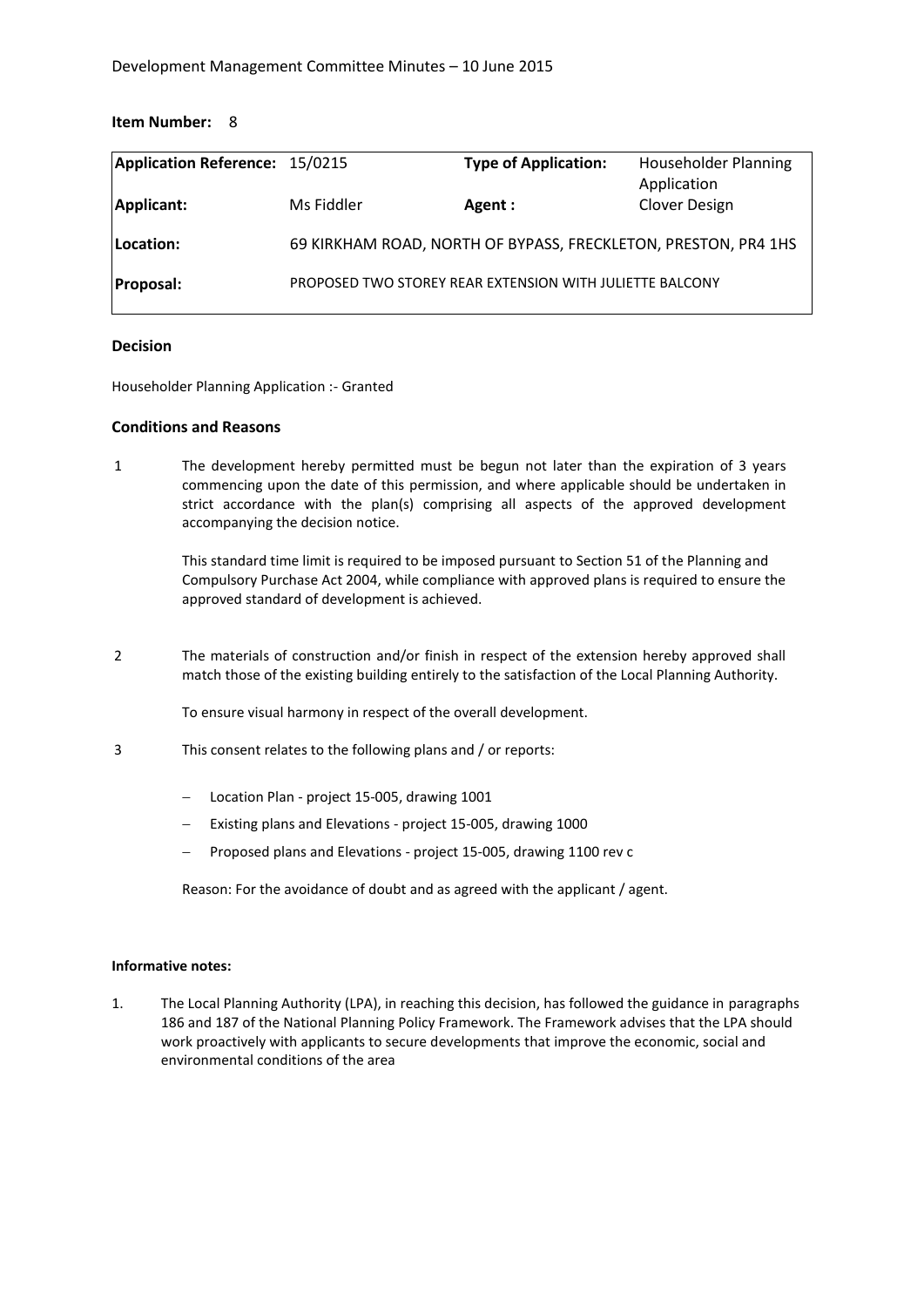**Item Number:** 8

| Application Reference: | 15/0215 | Type of Application: | Householder Planning Application |
|---|---|---|---|
| Applicant: | Ms Fiddler | Agent : | Clover Design |
| Location: | 69 KIRKHAM ROAD, NORTH OF BYPASS, FRECKLETON, PRESTON, PR4 1HS | | |
| Proposal: | PROPOSED TWO STOREY REAR EXTENSION WITH JULIETTE BALCONY | | |

### Decision

Householder Planning Application :- Granted

### Conditions and Reasons

1 The development hereby permitted must be begun not later than the expiration of 3 years commencing upon the date of this permission, and where applicable should be undertaken in strict accordance with the plan(s) comprising all aspects of the approved development accompanying the decision notice.

This standard time limit is required to be imposed pursuant to Section 51 of the Planning and Compulsory Purchase Act 2004, while compliance with approved plans is required to ensure the approved standard of development is achieved.

2 The materials of construction and/or finish in respect of the extension hereby approved shall match those of the existing building entirely to the satisfaction of the Local Planning Authority.

To ensure visual harmony in respect of the overall development.

3 This consent relates to the following plans and / or reports:

- Location Plan - project 15-005, drawing 1001
- Existing plans and Elevations - project 15-005, drawing 1000
- Proposed plans and Elevations - project 15-005, drawing 1100 rev c

Reason: For the avoidance of doubt and as agreed with the applicant / agent.

**Informative notes:**

1. The Local Planning Authority (LPA), in reaching this decision, has followed the guidance in paragraphs 186 and 187 of the National Planning Policy Framework. The Framework advises that the LPA should work proactively with applicants to secure developments that improve the economic, social and environmental conditions of the area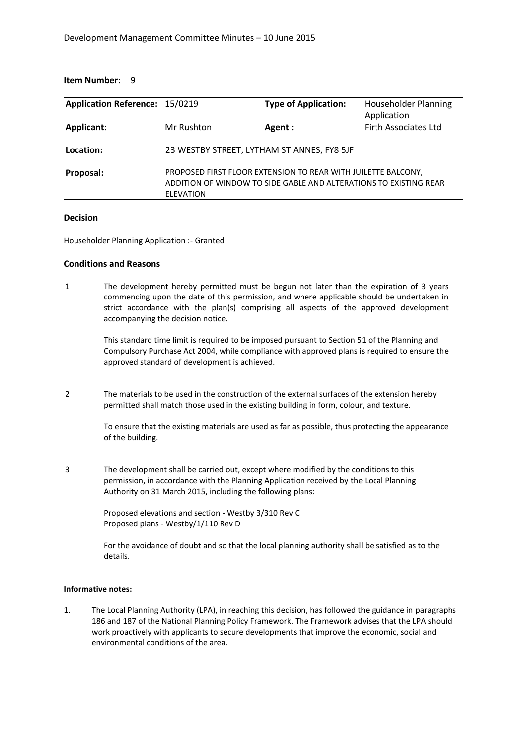**Item Number:** 9

| | | | |
|---|---|---|---|
| **Application Reference:** | 15/0219 | **Type of Application:** | Householder Planning Application |
| **Applicant:** | Mr Rushton | **Agent :** | Firth Associates Ltd |
| **Location:** | 23 WESTBY STREET, LYTHAM ST ANNES, FY8 5JF | | |
| **Proposal:** | PROPOSED FIRST FLOOR EXTENSION TO REAR WITH JUILETTE BALCONY, ADDITION OF WINDOW TO SIDE GABLE AND ALTERATIONS TO EXISTING REAR ELEVATION | | |

### Decision

Householder Planning Application :- Granted

### Conditions and Reasons

1. The development hereby permitted must be begun not later than the expiration of 3 years commencing upon the date of this permission, and where applicable should be undertaken in strict accordance with the plan(s) comprising all aspects of the approved development accompanying the decision notice.

   This standard time limit is required to be imposed pursuant to Section 51 of the Planning and Compulsory Purchase Act 2004, while compliance with approved plans is required to ensure the approved standard of development is achieved.

2. The materials to be used in the construction of the external surfaces of the extension hereby permitted shall match those used in the existing building in form, colour, and texture.

   To ensure that the existing materials are used as far as possible, thus protecting the appearance of the building.

3. The development shall be carried out, except where modified by the conditions to this permission, in accordance with the Planning Application received by the Local Planning Authority on 31 March 2015, including the following plans:

   Proposed elevations and section - Westby 3/310 Rev C
   Proposed plans - Westby/1/110 Rev D

   For the avoidance of doubt and so that the local planning authority shall be satisfied as to the details.

#### Informative notes:

1. The Local Planning Authority (LPA), in reaching this decision, has followed the guidance in paragraphs 186 and 187 of the National Planning Policy Framework. The Framework advises that the LPA should work proactively with applicants to secure developments that improve the economic, social and environmental conditions of the area.